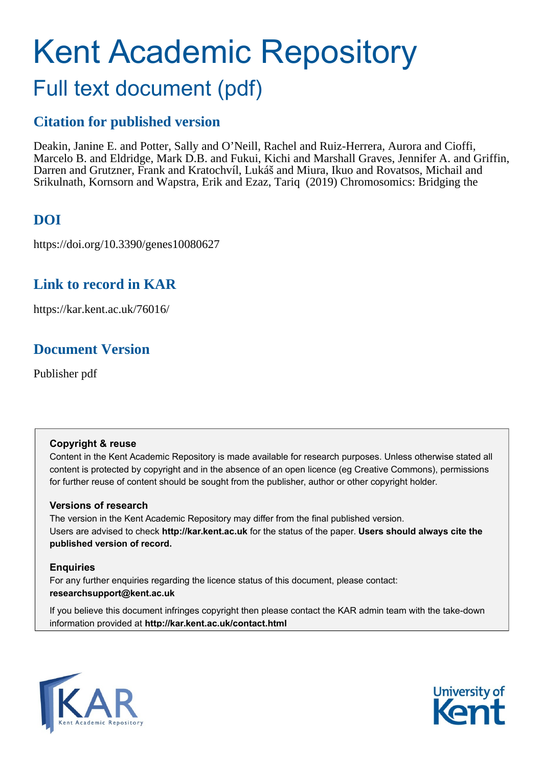# Kent Academic Repository

## Full text document (pdf)

### Citation for published version

Deakin, Janine E. and Potter, Sally and O'Neill, Rachel and Ruiz-Herrera, Aurora and Cioffi, Marcelo B. and Eldridge, Mark D.B. and Fukui, Kichi and Marshall Graves, Jennifer A. and Griffin, Darren and Grutzner, Frank and Kratochvíl, Lukáš and Miura, Ikuo and Rovatsos, Michail and Srikulnath, Kornsorn and Wapstra, Erik and Ezaz, Tariq (2019) Chromosomics: Bridging the

### DOI

https://doi.org/10.3390/genes10080627

### Link to record in KAR

https://kar.kent.ac.uk/76016/

### Document Version

Publisher pdf

**Copyright & reuse**

Content in the Kent Academic Repository is made available for research purposes. Unless otherwise stated all content is protected by copyright and in the absence of an open licence (eg Creative Commons), permissions for further reuse of content should be sought from the publisher, author or other copyright holder.

**Versions of research**

The version in the Kent Academic Repository may differ from the final published version. Users are advised to check **http://kar.kent.ac.uk** for the status of the paper. **Users should always cite the published version of record.**

**Enquiries**

For any further enquiries regarding the licence status of this document, please contact: **researchsupport@kent.ac.uk**

If you believe this document infringes copyright then please contact the KAR admin team with the take-down information provided at **http://kar.kent.ac.uk/contact.html**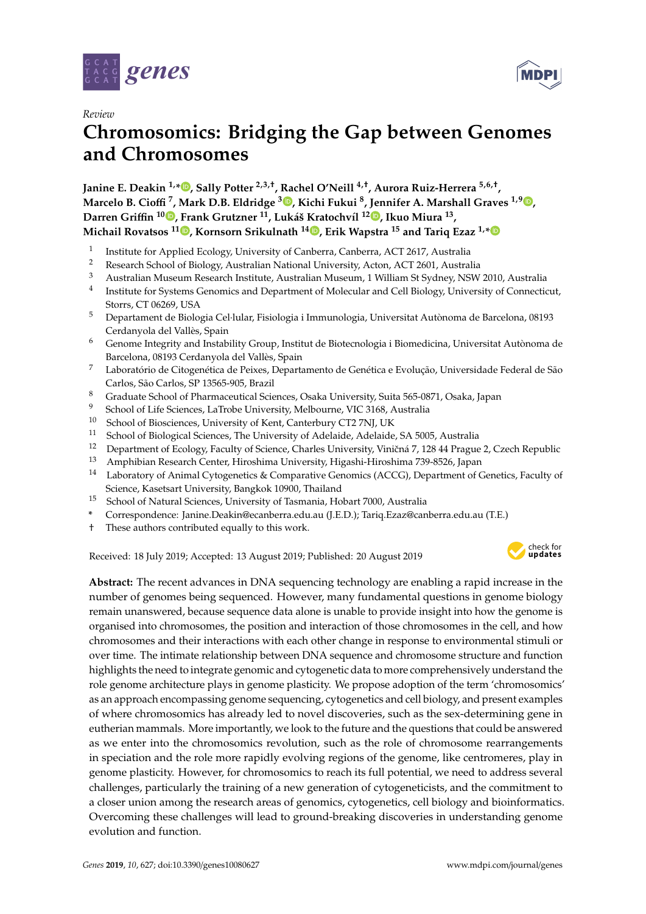Review

# Chromosomics: Bridging the Gap between Genomes and Chromosomes

**Janine E. Deakin [1,*], Sally Potter [2,3,†], Rachel O'Neill [4,†], Aurora Ruiz-Herrera [5,6,†], Marcelo B. Cioffi [7], Mark D.B. Eldridge [3], Kichi Fukui [8], Jennifer A. Marshall Graves [1,9], Darren Griffin [10], Frank Grutzner [11], Lukáš Kratochvíl [12], Ikuo Miura [13], Michail Rovatsos [11], Kornsorn Srikulnath [14], Erik Wapstra [15] and Tariq Ezaz [1,*]**

1. Institute for Applied Ecology, University of Canberra, Canberra, ACT 2617, Australia
2. Research School of Biology, Australian National University, Acton, ACT 2601, Australia
3. Australian Museum Research Institute, Australian Museum, 1 William St Sydney, NSW 2010, Australia
4. Institute for Systems Genomics and Department of Molecular and Cell Biology, University of Connecticut, Storrs, CT 06269, USA
5. Departament de Biologia Cel·lular, Fisiologia i Immunologia, Universitat Autònoma de Barcelona, 08193 Cerdanyola del Vallès, Spain
6. Genome Integrity and Instability Group, Institut de Biotecnologia i Biomedicina, Universitat Autònoma de Barcelona, 08193 Cerdanyola del Vallès, Spain
7. Laboratório de Citogenética de Peixes, Departamento de Genética e Evolução, Universidade Federal de São Carlos, São Carlos, SP 13565-905, Brazil
8. Graduate School of Pharmaceutical Sciences, Osaka University, Suita 565-0871, Osaka, Japan
9. School of Life Sciences, LaTrobe University, Melbourne, VIC 3168, Australia
10. School of Biosciences, University of Kent, Canterbury CT2 7NJ, UK
11. School of Biological Sciences, The University of Adelaide, Adelaide, SA 5005, Australia
12. Department of Ecology, Faculty of Science, Charles University, Viničná 7, 128 44 Prague 2, Czech Republic
13. Amphibian Research Center, Hiroshima University, Higashi-Hiroshima 739-8526, Japan
14. Laboratory of Animal Cytogenetics & Comparative Genomics (ACCG), Department of Genetics, Faculty of Science, Kasetsart University, Bangkok 10900, Thailand
15. School of Natural Sciences, University of Tasmania, Hobart 7000, Australia

\* Correspondence: Janine.Deakin@ecanberra.edu.au (J.E.D.); Tariq.Ezaz@canberra.edu.au (T.E.)

† These authors contributed equally to this work.

Received: 18 July 2019; Accepted: 13 August 2019; Published: 20 August 2019

**Abstract:** The recent advances in DNA sequencing technology are enabling a rapid increase in the number of genomes being sequenced. However, many fundamental questions in genome biology remain unanswered, because sequence data alone is unable to provide insight into how the genome is organised into chromosomes, the position and interaction of those chromosomes in the cell, and how chromosomes and their interactions with each other change in response to environmental stimuli or over time. The intimate relationship between DNA sequence and chromosome structure and function highlights the need to integrate genomic and cytogenetic data to more comprehensively understand the role genome architecture plays in genome plasticity. We propose adoption of the term 'chromosomics' as an approach encompassing genome sequencing, cytogenetics and cell biology, and present examples of where chromosomics has already led to novel discoveries, such as the sex-determining gene in eutherian mammals. More importantly, we look to the future and the questions that could be answered as we enter into the chromosomics revolution, such as the role of chromosome rearrangements in speciation and the role more rapidly evolving regions of the genome, like centromeres, play in genome plasticity. However, for chromosomics to reach its full potential, we need to address several challenges, particularly the training of a new generation of cytogeneticists, and the commitment to a closer union among the research areas of genomics, cytogenetics, cell biology and bioinformatics. Overcoming these challenges will lead to ground-breaking discoveries in understanding genome evolution and function.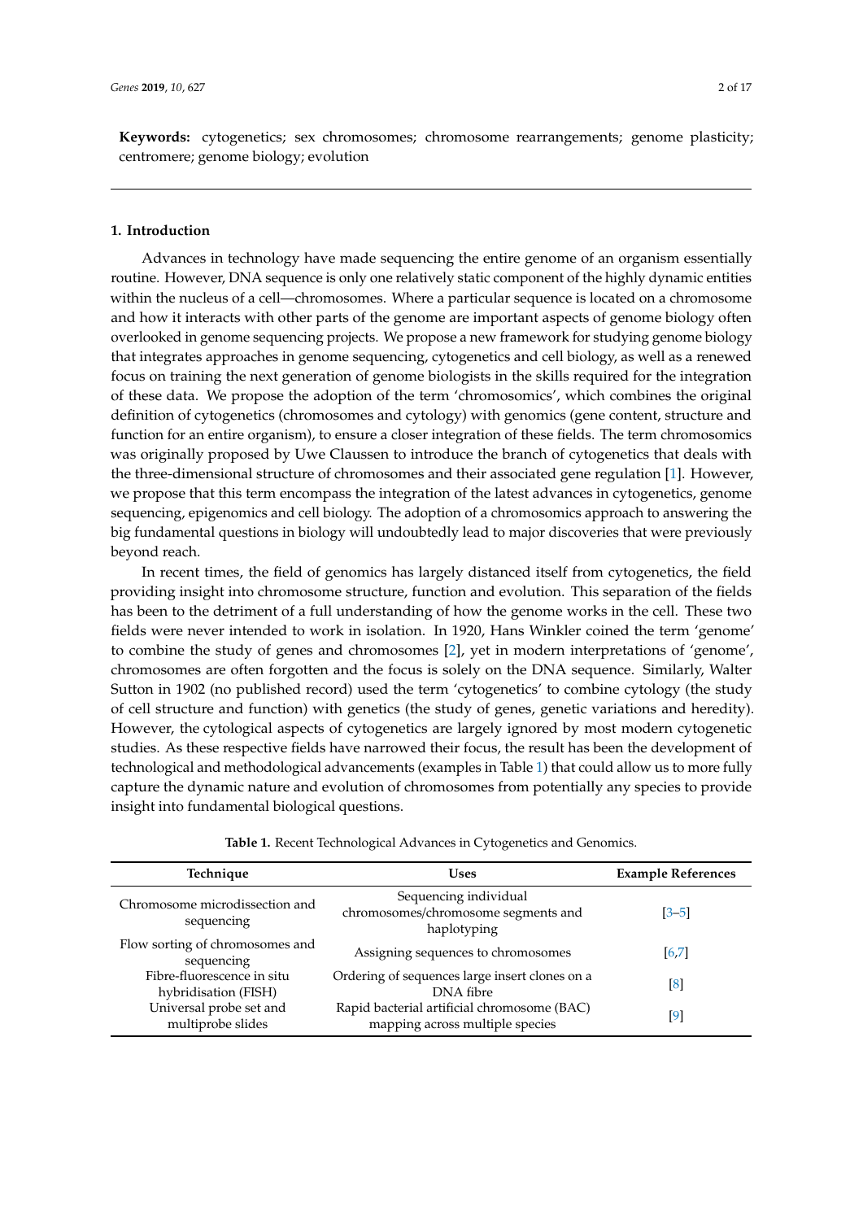**Keywords:** cytogenetics; sex chromosomes; chromosome rearrangements; genome plasticity; centromere; genome biology; evolution

## 1. Introduction

Advances in technology have made sequencing the entire genome of an organism essentially routine. However, DNA sequence is only one relatively static component of the highly dynamic entities within the nucleus of a cell—chromosomes. Where a particular sequence is located on a chromosome and how it interacts with other parts of the genome are important aspects of genome biology often overlooked in genome sequencing projects. We propose a new framework for studying genome biology that integrates approaches in genome sequencing, cytogenetics and cell biology, as well as a renewed focus on training the next generation of genome biologists in the skills required for the integration of these data. We propose the adoption of the term 'chromosomics', which combines the original definition of cytogenetics (chromosomes and cytology) with genomics (gene content, structure and function for an entire organism), to ensure a closer integration of these fields. The term chromosomics was originally proposed by Uwe Claussen to introduce the branch of cytogenetics that deals with the three-dimensional structure of chromosomes and their associated gene regulation [1]. However, we propose that this term encompass the integration of the latest advances in cytogenetics, genome sequencing, epigenomics and cell biology. The adoption of a chromosomics approach to answering the big fundamental questions in biology will undoubtedly lead to major discoveries that were previously beyond reach.

In recent times, the field of genomics has largely distanced itself from cytogenetics, the field providing insight into chromosome structure, function and evolution. This separation of the fields has been to the detriment of a full understanding of how the genome works in the cell. These two fields were never intended to work in isolation. In 1920, Hans Winkler coined the term 'genome' to combine the study of genes and chromosomes [2], yet in modern interpretations of 'genome', chromosomes are often forgotten and the focus is solely on the DNA sequence. Similarly, Walter Sutton in 1902 (no published record) used the term 'cytogenetics' to combine cytology (the study of cell structure and function) with genetics (the study of genes, genetic variations and heredity). However, the cytological aspects of cytogenetics are largely ignored by most modern cytogenetic studies. As these respective fields have narrowed their focus, the result has been the development of technological and methodological advancements (examples in Table 1) that could allow us to more fully capture the dynamic nature and evolution of chromosomes from potentially any species to provide insight into fundamental biological questions.

**Table 1.** Recent Technological Advances in Cytogenetics and Genomics.

| Technique | Uses | Example References |
|---|---|---|
| Chromosome microdissection and sequencing | Sequencing individual chromosomes/chromosome segments and haplotyping | [3–5] |
| Flow sorting of chromosomes and sequencing | Assigning sequences to chromosomes | [6,7] |
| Fibre-fluorescence in situ hybridisation (FISH) | Ordering of sequences large insert clones on a DNA fibre | [8] |
| Universal probe set and multiprobe slides | Rapid bacterial artificial chromosome (BAC) mapping across multiple species | [9] |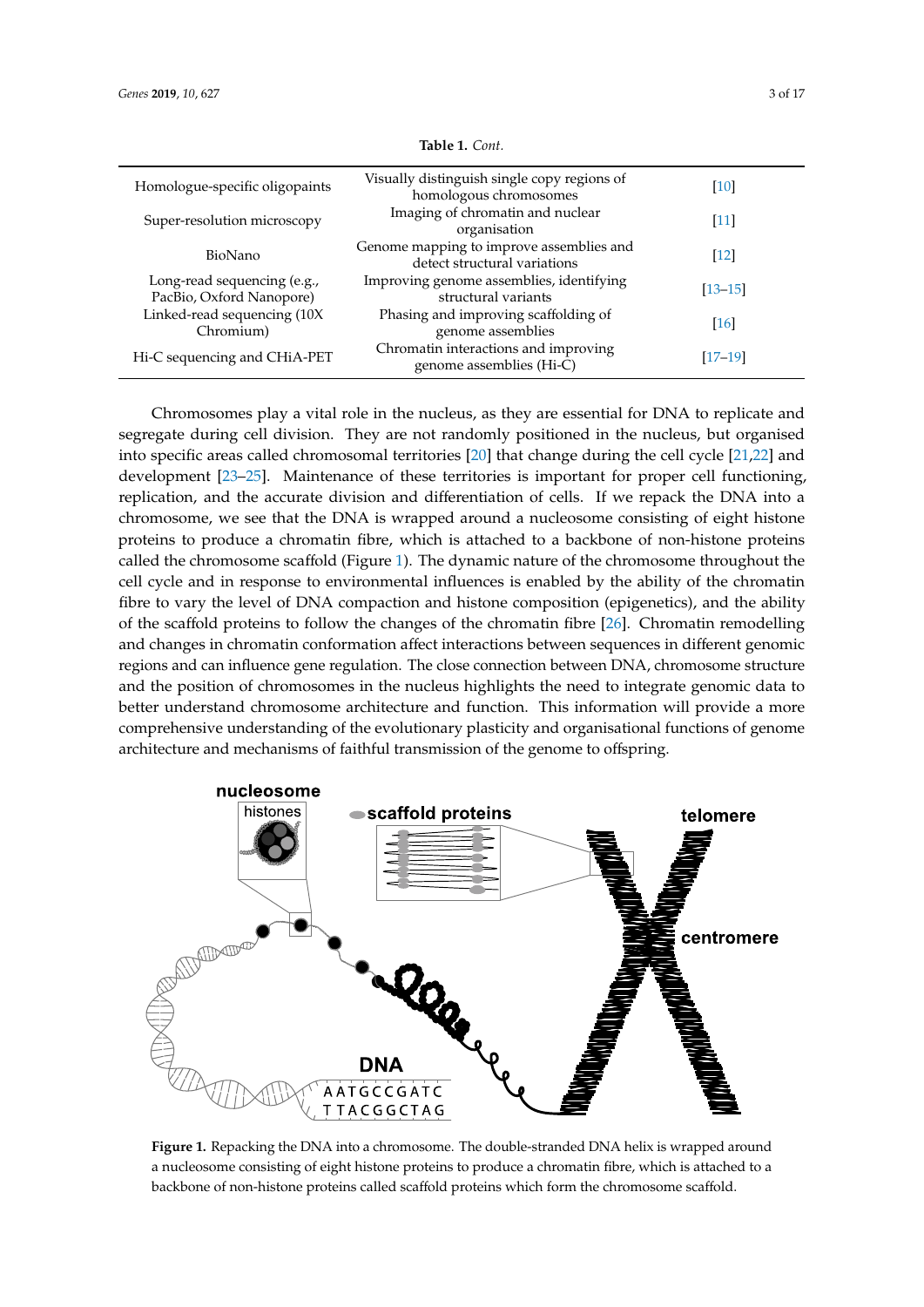**Table 1.** *Cont.*

| | | |
|---|---|---|
| Homologue-specific oligopaints | Visually distinguish single copy regions of homologous chromosomes | [10] |
| Super-resolution microscopy | Imaging of chromatin and nuclear organisation | [11] |
| BioNano | Genome mapping to improve assemblies and detect structural variations | [12] |
| Long-read sequencing (e.g., PacBio, Oxford Nanopore) | Improving genome assemblies, identifying structural variants | [13–15] |
| Linked-read sequencing (10X Chromium) | Phasing and improving scaffolding of genome assemblies | [16] |
| Hi-C sequencing and CHiA-PET | Chromatin interactions and improving genome assemblies (Hi-C) | [17–19] |

Chromosomes play a vital role in the nucleus, as they are essential for DNA to replicate and segregate during cell division. They are not randomly positioned in the nucleus, but organised into specific areas called chromosomal territories [20] that change during the cell cycle [21,22] and development [23–25]. Maintenance of these territories is important for proper cell functioning, replication, and the accurate division and differentiation of cells. If we repack the DNA into a chromosome, we see that the DNA is wrapped around a nucleosome consisting of eight histone proteins to produce a chromatin fibre, which is attached to a backbone of non-histone proteins called the chromosome scaffold (Figure 1). The dynamic nature of the chromosome throughout the cell cycle and in response to environmental influences is enabled by the ability of the chromatin fibre to vary the level of DNA compaction and histone composition (epigenetics), and the ability of the scaffold proteins to follow the changes of the chromatin fibre [26]. Chromatin remodelling and changes in chromatin conformation affect interactions between sequences in different genomic regions and can influence gene regulation. The close connection between DNA, chromosome structure and the position of chromosomes in the nucleus highlights the need to integrate genomic data to better understand chromosome architecture and function. This information will provide a more comprehensive understanding of the evolutionary plasticity and organisational functions of genome architecture and mechanisms of faithful transmission of the genome to offspring.

**Figure 1.** Repacking the DNA into a chromosome. The double-stranded DNA helix is wrapped around a nucleosome consisting of eight histone proteins to produce a chromatin fibre, which is attached to a backbone of non-histone proteins called scaffold proteins which form the chromosome scaffold.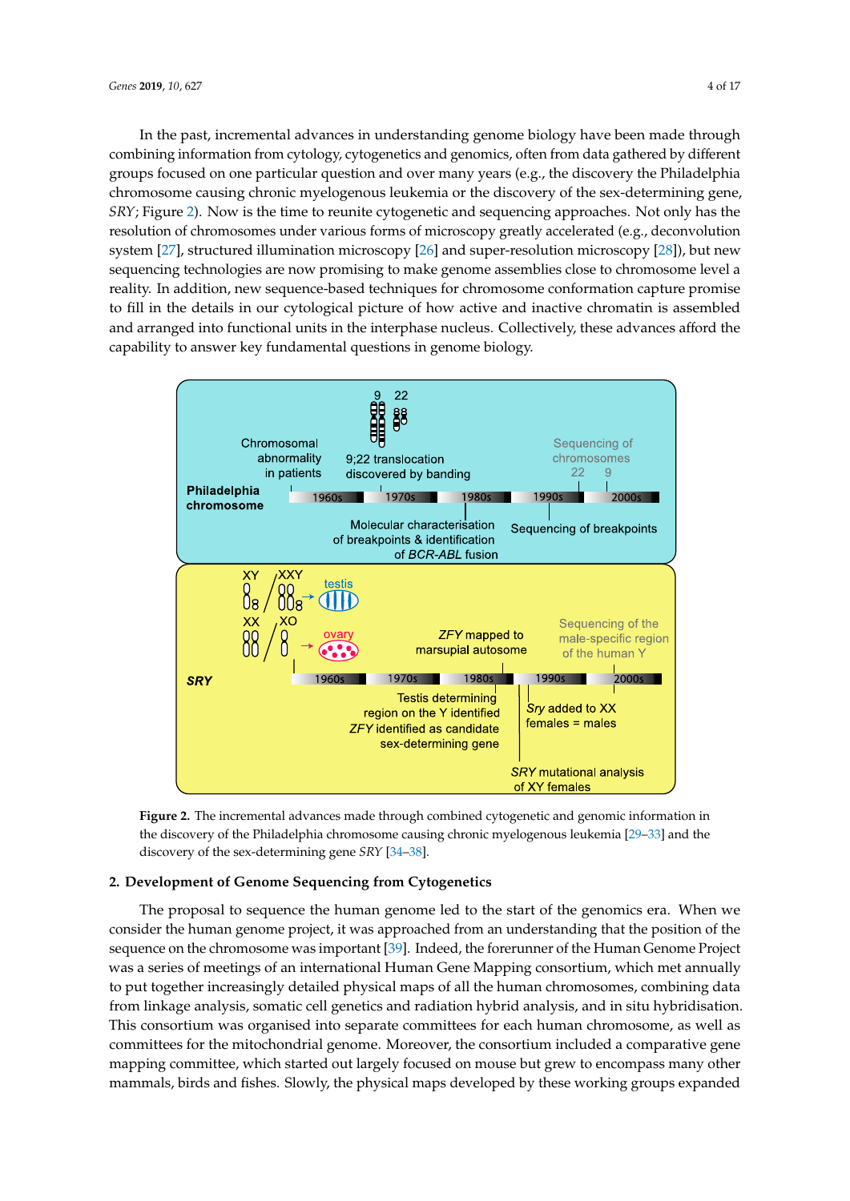In the past, incremental advances in understanding genome biology have been made through combining information from cytology, cytogenetics and genomics, often from data gathered by different groups focused on one particular question and over many years (e.g., the discovery the Philadelphia chromosome causing chronic myelogenous leukemia or the discovery of the sex-determining gene, *SRY*; Figure 2). Now is the time to reunite cytogenetic and sequencing approaches. Not only has the resolution of chromosomes under various forms of microscopy greatly accelerated (e.g., deconvolution system [27], structured illumination microscopy [26] and super-resolution microscopy [28]), but new sequencing technologies are now promising to make genome assemblies close to chromosome level a reality. In addition, new sequence-based techniques for chromosome conformation capture promise to fill in the details in our cytological picture of how active and inactive chromatin is assembled and arranged into functional units in the interphase nucleus. Collectively, these advances afford the capability to answer key fundamental questions in genome biology.

**Figure 2.** The incremental advances made through combined cytogenetic and genomic information in the discovery of the Philadelphia chromosome causing chronic myelogenous leukemia [29–33] and the discovery of the sex-determining gene *SRY* [34–38].

## 2. Development of Genome Sequencing from Cytogenetics

The proposal to sequence the human genome led to the start of the genomics era. When we consider the human genome project, it was approached from an understanding that the position of the sequence on the chromosome was important [39]. Indeed, the forerunner of the Human Genome Project was a series of meetings of an international Human Gene Mapping consortium, which met annually to put together increasingly detailed physical maps of all the human chromosomes, combining data from linkage analysis, somatic cell genetics and radiation hybrid analysis, and in situ hybridisation. This consortium was organised into separate committees for each human chromosome, as well as committees for the mitochondrial genome. Moreover, the consortium included a comparative gene mapping committee, which started out largely focused on mouse but grew to encompass many other mammals, birds and fishes. Slowly, the physical maps developed by these working groups expanded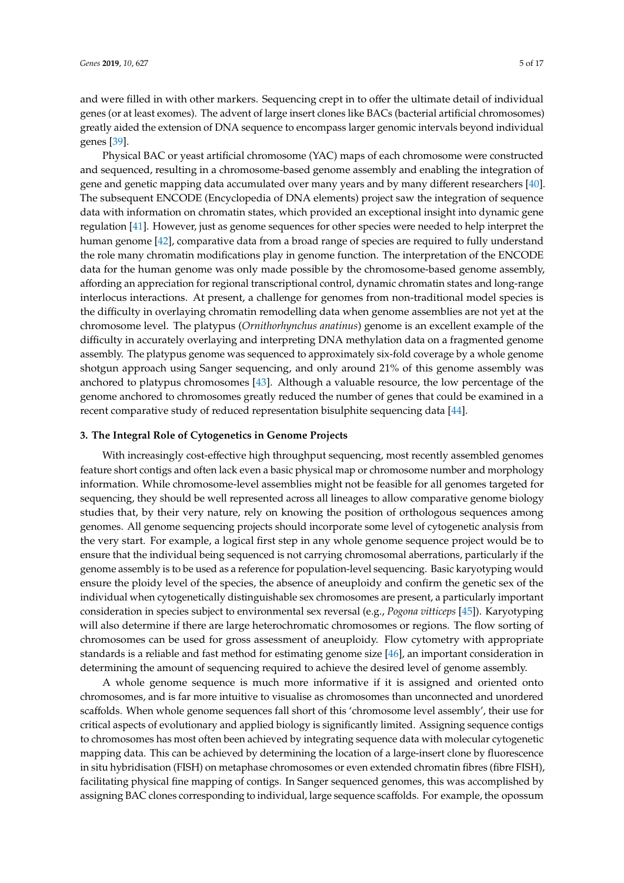and were filled in with other markers. Sequencing crept in to offer the ultimate detail of individual genes (or at least exomes). The advent of large insert clones like BACs (bacterial artificial chromosomes) greatly aided the extension of DNA sequence to encompass larger genomic intervals beyond individual genes [39].

Physical BAC or yeast artificial chromosome (YAC) maps of each chromosome were constructed and sequenced, resulting in a chromosome-based genome assembly and enabling the integration of gene and genetic mapping data accumulated over many years and by many different researchers [40]. The subsequent ENCODE (Encyclopedia of DNA elements) project saw the integration of sequence data with information on chromatin states, which provided an exceptional insight into dynamic gene regulation [41]. However, just as genome sequences for other species were needed to help interpret the human genome [42], comparative data from a broad range of species are required to fully understand the role many chromatin modifications play in genome function. The interpretation of the ENCODE data for the human genome was only made possible by the chromosome-based genome assembly, affording an appreciation for regional transcriptional control, dynamic chromatin states and long-range interlocus interactions. At present, a challenge for genomes from non-traditional model species is the difficulty in overlaying chromatin remodelling data when genome assemblies are not yet at the chromosome level. The platypus (*Ornithorhynchus anatinus*) genome is an excellent example of the difficulty in accurately overlaying and interpreting DNA methylation data on a fragmented genome assembly. The platypus genome was sequenced to approximately six-fold coverage by a whole genome shotgun approach using Sanger sequencing, and only around 21% of this genome assembly was anchored to platypus chromosomes [43]. Although a valuable resource, the low percentage of the genome anchored to chromosomes greatly reduced the number of genes that could be examined in a recent comparative study of reduced representation bisulphite sequencing data [44].

## 3. The Integral Role of Cytogenetics in Genome Projects

With increasingly cost-effective high throughput sequencing, most recently assembled genomes feature short contigs and often lack even a basic physical map or chromosome number and morphology information. While chromosome-level assemblies might not be feasible for all genomes targeted for sequencing, they should be well represented across all lineages to allow comparative genome biology studies that, by their very nature, rely on knowing the position of orthologous sequences among genomes. All genome sequencing projects should incorporate some level of cytogenetic analysis from the very start. For example, a logical first step in any whole genome sequence project would be to ensure that the individual being sequenced is not carrying chromosomal aberrations, particularly if the genome assembly is to be used as a reference for population-level sequencing. Basic karyotyping would ensure the ploidy level of the species, the absence of aneuploidy and confirm the genetic sex of the individual when cytogenetically distinguishable sex chromosomes are present, a particularly important consideration in species subject to environmental sex reversal (e.g., *Pogona vitticeps* [45]). Karyotyping will also determine if there are large heterochromatic chromosomes or regions. The flow sorting of chromosomes can be used for gross assessment of aneuploidy. Flow cytometry with appropriate standards is a reliable and fast method for estimating genome size [46], an important consideration in determining the amount of sequencing required to achieve the desired level of genome assembly.

A whole genome sequence is much more informative if it is assigned and oriented onto chromosomes, and is far more intuitive to visualise as chromosomes than unconnected and unordered scaffolds. When whole genome sequences fall short of this 'chromosome level assembly', their use for critical aspects of evolutionary and applied biology is significantly limited. Assigning sequence contigs to chromosomes has most often been achieved by integrating sequence data with molecular cytogenetic mapping data. This can be achieved by determining the location of a large-insert clone by fluorescence in situ hybridisation (FISH) on metaphase chromosomes or even extended chromatin fibres (fibre FISH), facilitating physical fine mapping of contigs. In Sanger sequenced genomes, this was accomplished by assigning BAC clones corresponding to individual, large sequence scaffolds. For example, the opossum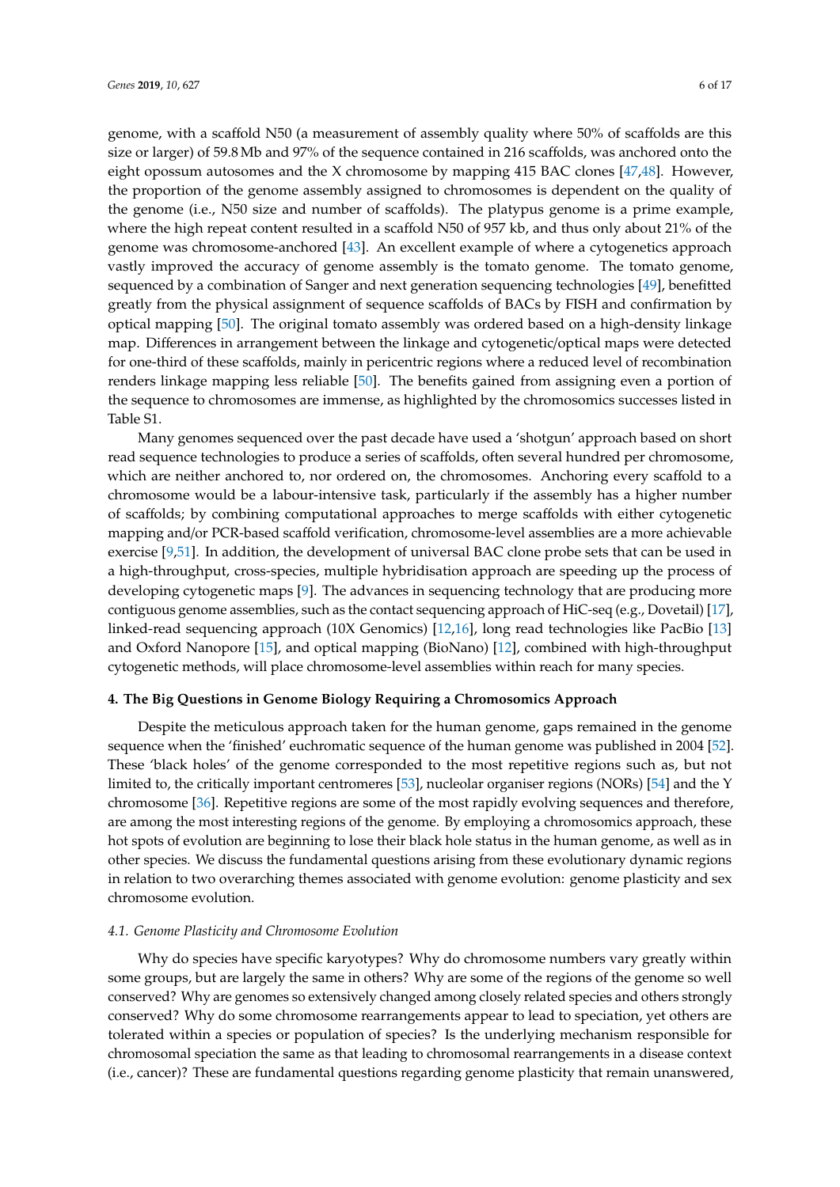genome, with a scaffold N50 (a measurement of assembly quality where 50% of scaffolds are this size or larger) of 59.8 Mb and 97% of the sequence contained in 216 scaffolds, was anchored onto the eight opossum autosomes and the X chromosome by mapping 415 BAC clones [47,48]. However, the proportion of the genome assembly assigned to chromosomes is dependent on the quality of the genome (i.e., N50 size and number of scaffolds). The platypus genome is a prime example, where the high repeat content resulted in a scaffold N50 of 957 kb, and thus only about 21% of the genome was chromosome-anchored [43]. An excellent example of where a cytogenetics approach vastly improved the accuracy of genome assembly is the tomato genome. The tomato genome, sequenced by a combination of Sanger and next generation sequencing technologies [49], benefitted greatly from the physical assignment of sequence scaffolds of BACs by FISH and confirmation by optical mapping [50]. The original tomato assembly was ordered based on a high-density linkage map. Differences in arrangement between the linkage and cytogenetic/optical maps were detected for one-third of these scaffolds, mainly in pericentric regions where a reduced level of recombination renders linkage mapping less reliable [50]. The benefits gained from assigning even a portion of the sequence to chromosomes are immense, as highlighted by the chromosomics successes listed in Table S1.

Many genomes sequenced over the past decade have used a 'shotgun' approach based on short read sequence technologies to produce a series of scaffolds, often several hundred per chromosome, which are neither anchored to, nor ordered on, the chromosomes. Anchoring every scaffold to a chromosome would be a labour-intensive task, particularly if the assembly has a higher number of scaffolds; by combining computational approaches to merge scaffolds with either cytogenetic mapping and/or PCR-based scaffold verification, chromosome-level assemblies are a more achievable exercise [9,51]. In addition, the development of universal BAC clone probe sets that can be used in a high-throughput, cross-species, multiple hybridisation approach are speeding up the process of developing cytogenetic maps [9]. The advances in sequencing technology that are producing more contiguous genome assemblies, such as the contact sequencing approach of HiC-seq (e.g., Dovetail) [17], linked-read sequencing approach (10X Genomics) [12,16], long read technologies like PacBio [13] and Oxford Nanopore [15], and optical mapping (BioNano) [12], combined with high-throughput cytogenetic methods, will place chromosome-level assemblies within reach for many species.

## 4. The Big Questions in Genome Biology Requiring a Chromosomics Approach

Despite the meticulous approach taken for the human genome, gaps remained in the genome sequence when the 'finished' euchromatic sequence of the human genome was published in 2004 [52]. These 'black holes' of the genome corresponded to the most repetitive regions such as, but not limited to, the critically important centromeres [53], nucleolar organiser regions (NORs) [54] and the Y chromosome [36]. Repetitive regions are some of the most rapidly evolving sequences and therefore, are among the most interesting regions of the genome. By employing a chromosomics approach, these hot spots of evolution are beginning to lose their black hole status in the human genome, as well as in other species. We discuss the fundamental questions arising from these evolutionary dynamic regions in relation to two overarching themes associated with genome evolution: genome plasticity and sex chromosome evolution.

### *4.1. Genome Plasticity and Chromosome Evolution*

Why do species have specific karyotypes? Why do chromosome numbers vary greatly within some groups, but are largely the same in others? Why are some of the regions of the genome so well conserved? Why are genomes so extensively changed among closely related species and others strongly conserved? Why do some chromosome rearrangements appear to lead to speciation, yet others are tolerated within a species or population of species? Is the underlying mechanism responsible for chromosomal speciation the same as that leading to chromosomal rearrangements in a disease context (i.e., cancer)? These are fundamental questions regarding genome plasticity that remain unanswered,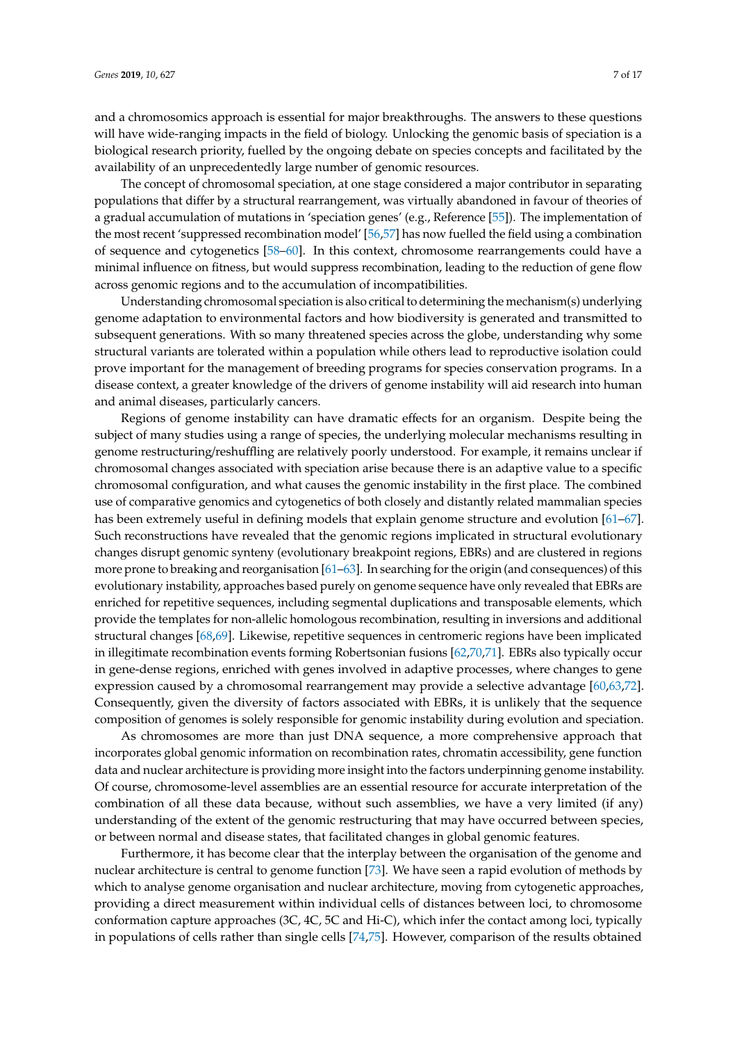and a chromosomics approach is essential for major breakthroughs. The answers to these questions will have wide-ranging impacts in the field of biology. Unlocking the genomic basis of speciation is a biological research priority, fuelled by the ongoing debate on species concepts and facilitated by the availability of an unprecedentedly large number of genomic resources.

The concept of chromosomal speciation, at one stage considered a major contributor in separating populations that differ by a structural rearrangement, was virtually abandoned in favour of theories of a gradual accumulation of mutations in 'speciation genes' (e.g., Reference [55]). The implementation of the most recent 'suppressed recombination model' [56,57] has now fuelled the field using a combination of sequence and cytogenetics [58–60]. In this context, chromosome rearrangements could have a minimal influence on fitness, but would suppress recombination, leading to the reduction of gene flow across genomic regions and to the accumulation of incompatibilities.

Understanding chromosomal speciation is also critical to determining the mechanism(s) underlying genome adaptation to environmental factors and how biodiversity is generated and transmitted to subsequent generations. With so many threatened species across the globe, understanding why some structural variants are tolerated within a population while others lead to reproductive isolation could prove important for the management of breeding programs for species conservation programs. In a disease context, a greater knowledge of the drivers of genome instability will aid research into human and animal diseases, particularly cancers.

Regions of genome instability can have dramatic effects for an organism. Despite being the subject of many studies using a range of species, the underlying molecular mechanisms resulting in genome restructuring/reshuffling are relatively poorly understood. For example, it remains unclear if chromosomal changes associated with speciation arise because there is an adaptive value to a specific chromosomal configuration, and what causes the genomic instability in the first place. The combined use of comparative genomics and cytogenetics of both closely and distantly related mammalian species has been extremely useful in defining models that explain genome structure and evolution [61–67]. Such reconstructions have revealed that the genomic regions implicated in structural evolutionary changes disrupt genomic synteny (evolutionary breakpoint regions, EBRs) and are clustered in regions more prone to breaking and reorganisation [61–63]. In searching for the origin (and consequences) of this evolutionary instability, approaches based purely on genome sequence have only revealed that EBRs are enriched for repetitive sequences, including segmental duplications and transposable elements, which provide the templates for non-allelic homologous recombination, resulting in inversions and additional structural changes [68,69]. Likewise, repetitive sequences in centromeric regions have been implicated in illegitimate recombination events forming Robertsonian fusions [62,70,71]. EBRs also typically occur in gene-dense regions, enriched with genes involved in adaptive processes, where changes to gene expression caused by a chromosomal rearrangement may provide a selective advantage [60,63,72]. Consequently, given the diversity of factors associated with EBRs, it is unlikely that the sequence composition of genomes is solely responsible for genomic instability during evolution and speciation.

As chromosomes are more than just DNA sequence, a more comprehensive approach that incorporates global genomic information on recombination rates, chromatin accessibility, gene function data and nuclear architecture is providing more insight into the factors underpinning genome instability. Of course, chromosome-level assemblies are an essential resource for accurate interpretation of the combination of all these data because, without such assemblies, we have a very limited (if any) understanding of the extent of the genomic restructuring that may have occurred between species, or between normal and disease states, that facilitated changes in global genomic features.

Furthermore, it has become clear that the interplay between the organisation of the genome and nuclear architecture is central to genome function [73]. We have seen a rapid evolution of methods by which to analyse genome organisation and nuclear architecture, moving from cytogenetic approaches, providing a direct measurement within individual cells of distances between loci, to chromosome conformation capture approaches (3C, 4C, 5C and Hi-C), which infer the contact among loci, typically in populations of cells rather than single cells [74,75]. However, comparison of the results obtained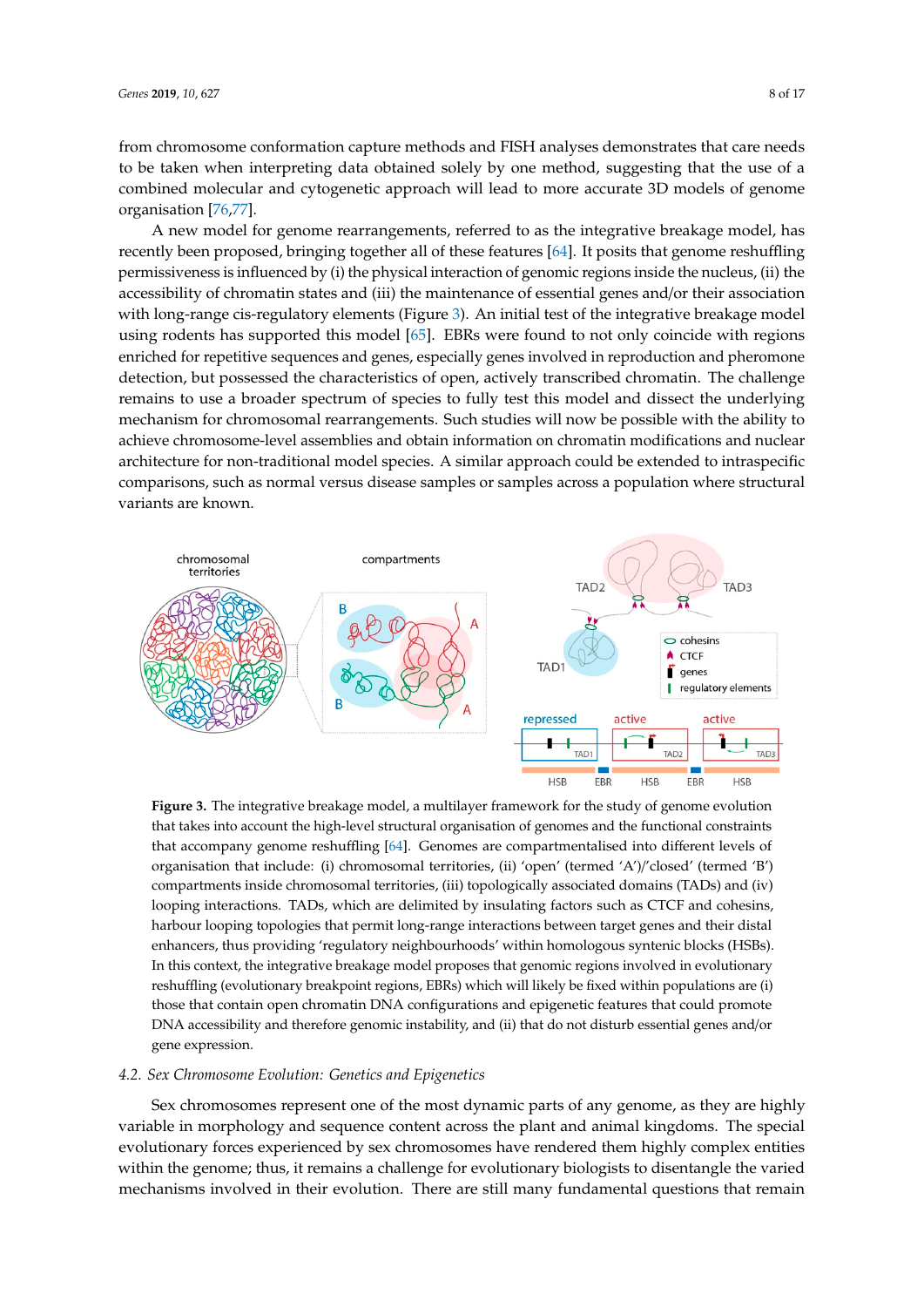from chromosome conformation capture methods and FISH analyses demonstrates that care needs to be taken when interpreting data obtained solely by one method, suggesting that the use of a combined molecular and cytogenetic approach will lead to more accurate 3D models of genome organisation [76,77].

A new model for genome rearrangements, referred to as the integrative breakage model, has recently been proposed, bringing together all of these features [64]. It posits that genome reshuffling permissiveness is influenced by (i) the physical interaction of genomic regions inside the nucleus, (ii) the accessibility of chromatin states and (iii) the maintenance of essential genes and/or their association with long-range cis-regulatory elements (Figure 3). An initial test of the integrative breakage model using rodents has supported this model [65]. EBRs were found to not only coincide with regions enriched for repetitive sequences and genes, especially genes involved in reproduction and pheromone detection, but possessed the characteristics of open, actively transcribed chromatin. The challenge remains to use a broader spectrum of species to fully test this model and dissect the underlying mechanism for chromosomal rearrangements. Such studies will now be possible with the ability to achieve chromosome-level assemblies and obtain information on chromatin modifications and nuclear architecture for non-traditional model species. A similar approach could be extended to intraspecific comparisons, such as normal versus disease samples or samples across a population where structural variants are known.

**Figure 3.** The integrative breakage model, a multilayer framework for the study of genome evolution that takes into account the high-level structural organisation of genomes and the functional constraints that accompany genome reshuffling [64]. Genomes are compartmentalised into different levels of organisation that include: (i) chromosomal territories, (ii) 'open' (termed 'A')/'closed' (termed 'B') compartments inside chromosomal territories, (iii) topologically associated domains (TADs) and (iv) looping interactions. TADs, which are delimited by insulating factors such as CTCF and cohesins, harbour looping topologies that permit long-range interactions between target genes and their distal enhancers, thus providing 'regulatory neighbourhoods' within homologous syntenic blocks (HSBs). In this context, the integrative breakage model proposes that genomic regions involved in evolutionary reshuffling (evolutionary breakpoint regions, EBRs) which will likely be fixed within populations are (i) those that contain open chromatin DNA configurations and epigenetic features that could promote DNA accessibility and therefore genomic instability, and (ii) that do not disturb essential genes and/or gene expression.

### 4.2. Sex Chromosome Evolution: Genetics and Epigenetics

Sex chromosomes represent one of the most dynamic parts of any genome, as they are highly variable in morphology and sequence content across the plant and animal kingdoms. The special evolutionary forces experienced by sex chromosomes have rendered them highly complex entities within the genome; thus, it remains a challenge for evolutionary biologists to disentangle the varied mechanisms involved in their evolution. There are still many fundamental questions that remain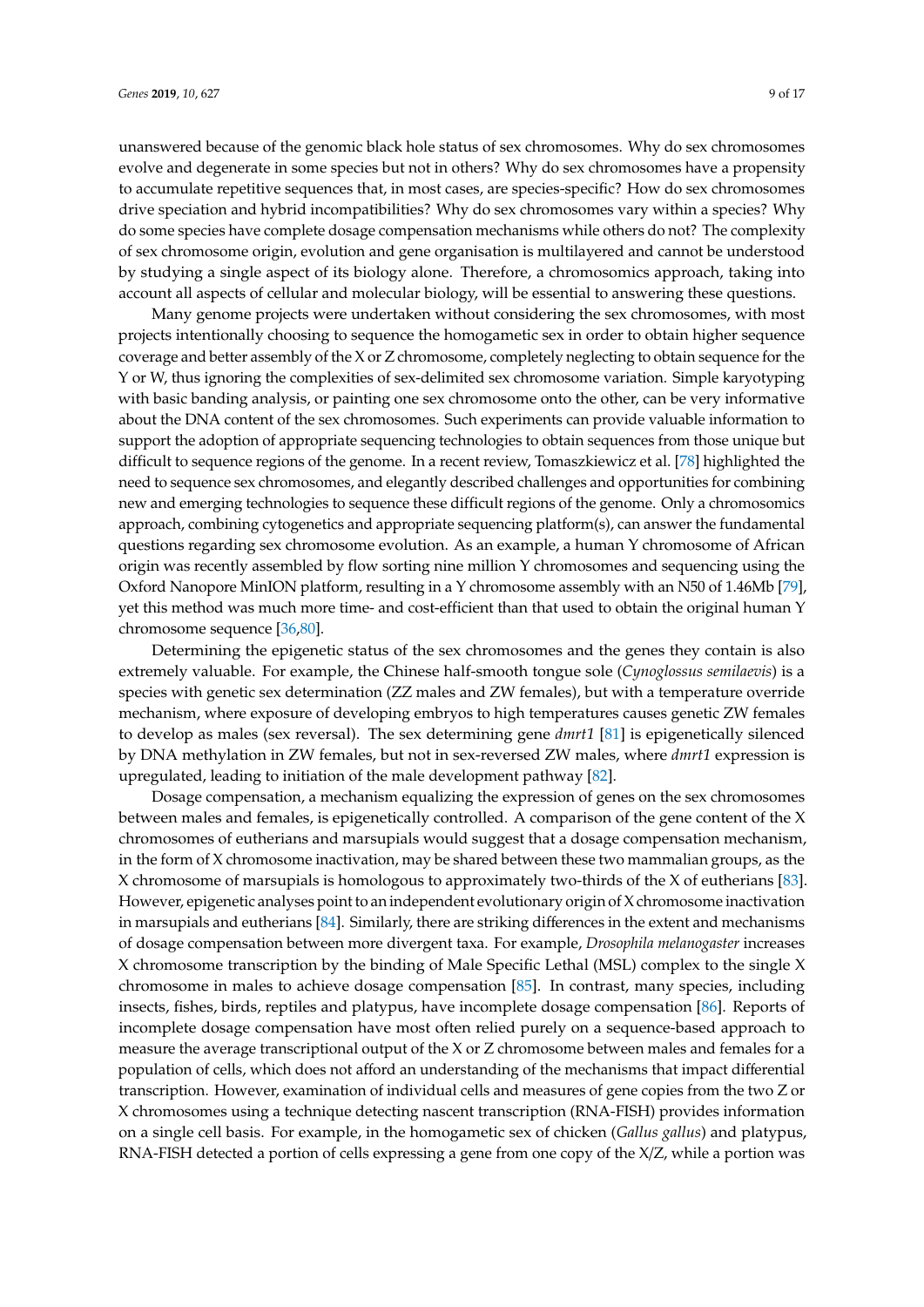unanswered because of the genomic black hole status of sex chromosomes. Why do sex chromosomes evolve and degenerate in some species but not in others? Why do sex chromosomes have a propensity to accumulate repetitive sequences that, in most cases, are species-specific? How do sex chromosomes drive speciation and hybrid incompatibilities? Why do sex chromosomes vary within a species? Why do some species have complete dosage compensation mechanisms while others do not? The complexity of sex chromosome origin, evolution and gene organisation is multilayered and cannot be understood by studying a single aspect of its biology alone. Therefore, a chromosomics approach, taking into account all aspects of cellular and molecular biology, will be essential to answering these questions.

Many genome projects were undertaken without considering the sex chromosomes, with most projects intentionally choosing to sequence the homogametic sex in order to obtain higher sequence coverage and better assembly of the X or Z chromosome, completely neglecting to obtain sequence for the Y or W, thus ignoring the complexities of sex-delimited sex chromosome variation. Simple karyotyping with basic banding analysis, or painting one sex chromosome onto the other, can be very informative about the DNA content of the sex chromosomes. Such experiments can provide valuable information to support the adoption of appropriate sequencing technologies to obtain sequences from those unique but difficult to sequence regions of the genome. In a recent review, Tomaszkiewicz et al. [78] highlighted the need to sequence sex chromosomes, and elegantly described challenges and opportunities for combining new and emerging technologies to sequence these difficult regions of the genome. Only a chromosomics approach, combining cytogenetics and appropriate sequencing platform(s), can answer the fundamental questions regarding sex chromosome evolution. As an example, a human Y chromosome of African origin was recently assembled by flow sorting nine million Y chromosomes and sequencing using the Oxford Nanopore MinION platform, resulting in a Y chromosome assembly with an N50 of 1.46Mb [79], yet this method was much more time- and cost-efficient than that used to obtain the original human Y chromosome sequence [36,80].

Determining the epigenetic status of the sex chromosomes and the genes they contain is also extremely valuable. For example, the Chinese half-smooth tongue sole (*Cynoglossus semilaevis*) is a species with genetic sex determination (ZZ males and ZW females), but with a temperature override mechanism, where exposure of developing embryos to high temperatures causes genetic ZW females to develop as males (sex reversal). The sex determining gene *dmrt1* [81] is epigenetically silenced by DNA methylation in ZW females, but not in sex-reversed ZW males, where *dmrt1* expression is upregulated, leading to initiation of the male development pathway [82].

Dosage compensation, a mechanism equalizing the expression of genes on the sex chromosomes between males and females, is epigenetically controlled. A comparison of the gene content of the X chromosomes of eutherians and marsupials would suggest that a dosage compensation mechanism, in the form of X chromosome inactivation, may be shared between these two mammalian groups, as the X chromosome of marsupials is homologous to approximately two-thirds of the X of eutherians [83]. However, epigenetic analyses point to an independent evolutionary origin of X chromosome inactivation in marsupials and eutherians [84]. Similarly, there are striking differences in the extent and mechanisms of dosage compensation between more divergent taxa. For example, *Drosophila melanogaster* increases X chromosome transcription by the binding of Male Specific Lethal (MSL) complex to the single X chromosome in males to achieve dosage compensation [85]. In contrast, many species, including insects, fishes, birds, reptiles and platypus, have incomplete dosage compensation [86]. Reports of incomplete dosage compensation have most often relied purely on a sequence-based approach to measure the average transcriptional output of the X or Z chromosome between males and females for a population of cells, which does not afford an understanding of the mechanisms that impact differential transcription. However, examination of individual cells and measures of gene copies from the two Z or X chromosomes using a technique detecting nascent transcription (RNA-FISH) provides information on a single cell basis. For example, in the homogametic sex of chicken (*Gallus gallus*) and platypus, RNA-FISH detected a portion of cells expressing a gene from one copy of the X/Z, while a portion was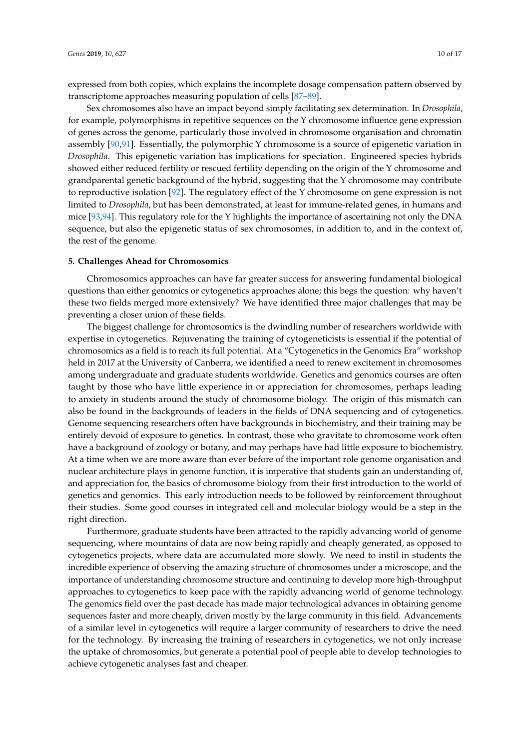expressed from both copies, which explains the incomplete dosage compensation pattern observed by transcriptome approaches measuring population of cells [87–89].

Sex chromosomes also have an impact beyond simply facilitating sex determination. In *Drosophila*, for example, polymorphisms in repetitive sequences on the Y chromosome influence gene expression of genes across the genome, particularly those involved in chromosome organisation and chromatin assembly [90,91]. Essentially, the polymorphic Y chromosome is a source of epigenetic variation in *Drosophila*. This epigenetic variation has implications for speciation. Engineered species hybrids showed either reduced fertility or rescued fertility depending on the origin of the Y chromosome and grandparental genetic background of the hybrid, suggesting that the Y chromosome may contribute to reproductive isolation [92]. The regulatory effect of the Y chromosome on gene expression is not limited to *Drosophila*, but has been demonstrated, at least for immune-related genes, in humans and mice [93,94]. This regulatory role for the Y highlights the importance of ascertaining not only the DNA sequence, but also the epigenetic status of sex chromosomes, in addition to, and in the context of, the rest of the genome.

## 5. Challenges Ahead for Chromosomics

Chromosomics approaches can have far greater success for answering fundamental biological questions than either genomics or cytogenetics approaches alone; this begs the question: why haven't these two fields merged more extensively? We have identified three major challenges that may be preventing a closer union of these fields.

The biggest challenge for chromosomics is the dwindling number of researchers worldwide with expertise in cytogenetics. Rejuvenating the training of cytogeneticists is essential if the potential of chromosomics as a field is to reach its full potential. At a "Cytogenetics in the Genomics Era" workshop held in 2017 at the University of Canberra, we identified a need to renew excitement in chromosomes among undergraduate and graduate students worldwide. Genetics and genomics courses are often taught by those who have little experience in or appreciation for chromosomes, perhaps leading to anxiety in students around the study of chromosome biology. The origin of this mismatch can also be found in the backgrounds of leaders in the fields of DNA sequencing and of cytogenetics. Genome sequencing researchers often have backgrounds in biochemistry, and their training may be entirely devoid of exposure to genetics. In contrast, those who gravitate to chromosome work often have a background of zoology or botany, and may perhaps have had little exposure to biochemistry. At a time when we are more aware than ever before of the important role genome organisation and nuclear architecture plays in genome function, it is imperative that students gain an understanding of, and appreciation for, the basics of chromosome biology from their first introduction to the world of genetics and genomics. This early introduction needs to be followed by reinforcement throughout their studies. Some good courses in integrated cell and molecular biology would be a step in the right direction.

Furthermore, graduate students have been attracted to the rapidly advancing world of genome sequencing, where mountains of data are now being rapidly and cheaply generated, as opposed to cytogenetics projects, where data are accumulated more slowly. We need to instil in students the incredible experience of observing the amazing structure of chromosomes under a microscope, and the importance of understanding chromosome structure and continuing to develop more high-throughput approaches to cytogenetics to keep pace with the rapidly advancing world of genome technology. The genomics field over the past decade has made major technological advances in obtaining genome sequences faster and more cheaply, driven mostly by the large community in this field. Advancements of a similar level in cytogenetics will require a larger community of researchers to drive the need for the technology. By increasing the training of researchers in cytogenetics, we not only increase the uptake of chromosomics, but generate a potential pool of people able to develop technologies to achieve cytogenetic analyses fast and cheaper.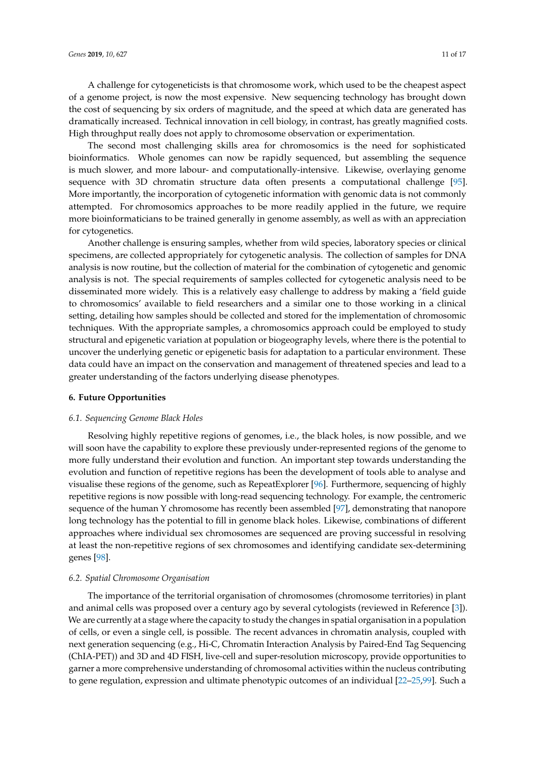A challenge for cytogeneticists is that chromosome work, which used to be the cheapest aspect of a genome project, is now the most expensive. New sequencing technology has brought down the cost of sequencing by six orders of magnitude, and the speed at which data are generated has dramatically increased. Technical innovation in cell biology, in contrast, has greatly magnified costs. High throughput really does not apply to chromosome observation or experimentation.

The second most challenging skills area for chromosomics is the need for sophisticated bioinformatics. Whole genomes can now be rapidly sequenced, but assembling the sequence is much slower, and more labour- and computationally-intensive. Likewise, overlaying genome sequence with 3D chromatin structure data often presents a computational challenge [95]. More importantly, the incorporation of cytogenetic information with genomic data is not commonly attempted. For chromosomics approaches to be more readily applied in the future, we require more bioinformaticians to be trained generally in genome assembly, as well as with an appreciation for cytogenetics.

Another challenge is ensuring samples, whether from wild species, laboratory species or clinical specimens, are collected appropriately for cytogenetic analysis. The collection of samples for DNA analysis is now routine, but the collection of material for the combination of cytogenetic and genomic analysis is not. The special requirements of samples collected for cytogenetic analysis need to be disseminated more widely. This is a relatively easy challenge to address by making a 'field guide to chromosomics' available to field researchers and a similar one to those working in a clinical setting, detailing how samples should be collected and stored for the implementation of chromosomic techniques. With the appropriate samples, a chromosomics approach could be employed to study structural and epigenetic variation at population or biogeography levels, where there is the potential to uncover the underlying genetic or epigenetic basis for adaptation to a particular environment. These data could have an impact on the conservation and management of threatened species and lead to a greater understanding of the factors underlying disease phenotypes.

## 6. Future Opportunities

### *6.1. Sequencing Genome Black Holes*

Resolving highly repetitive regions of genomes, i.e., the black holes, is now possible, and we will soon have the capability to explore these previously under-represented regions of the genome to more fully understand their evolution and function. An important step towards understanding the evolution and function of repetitive regions has been the development of tools able to analyse and visualise these regions of the genome, such as RepeatExplorer [96]. Furthermore, sequencing of highly repetitive regions is now possible with long-read sequencing technology. For example, the centromeric sequence of the human Y chromosome has recently been assembled [97], demonstrating that nanopore long technology has the potential to fill in genome black holes. Likewise, combinations of different approaches where individual sex chromosomes are sequenced are proving successful in resolving at least the non-repetitive regions of sex chromosomes and identifying candidate sex-determining genes [98].

### *6.2. Spatial Chromosome Organisation*

The importance of the territorial organisation of chromosomes (chromosome territories) in plant and animal cells was proposed over a century ago by several cytologists (reviewed in Reference [3]). We are currently at a stage where the capacity to study the changes in spatial organisation in a population of cells, or even a single cell, is possible. The recent advances in chromatin analysis, coupled with next generation sequencing (e.g., Hi-C, Chromatin Interaction Analysis by Paired-End Tag Sequencing (ChIA-PET)) and 3D and 4D FISH, live-cell and super-resolution microscopy, provide opportunities to garner a more comprehensive understanding of chromosomal activities within the nucleus contributing to gene regulation, expression and ultimate phenotypic outcomes of an individual [22–25,99]. Such a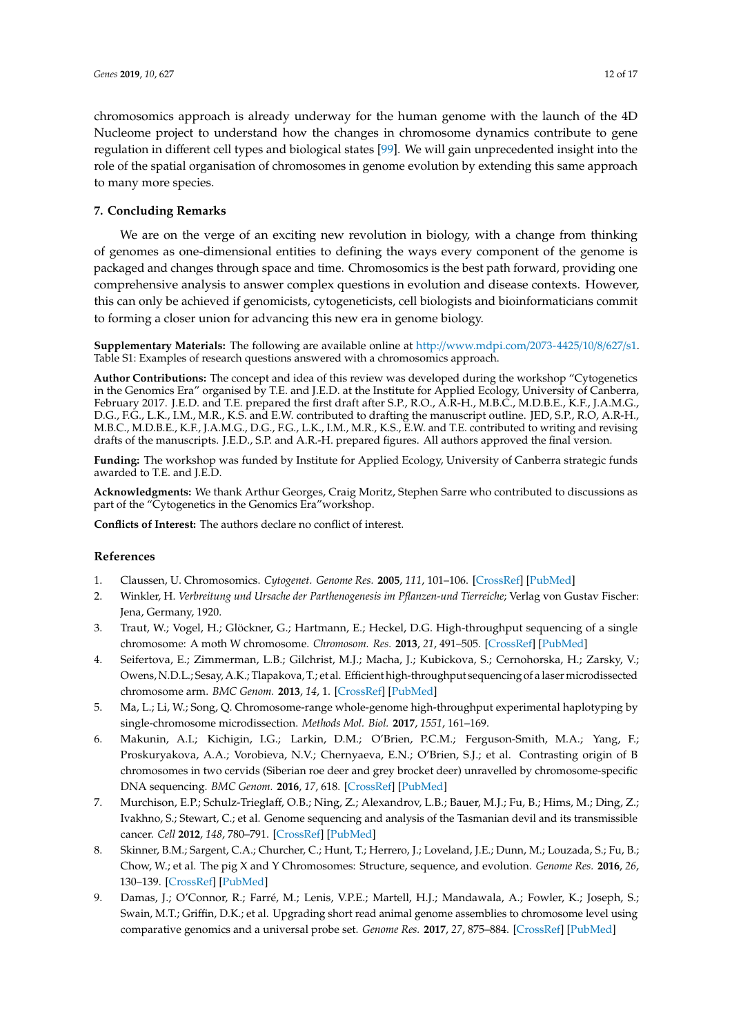chromosomics approach is already underway for the human genome with the launch of the 4D Nucleome project to understand how the changes in chromosome dynamics contribute to gene regulation in different cell types and biological states [99]. We will gain unprecedented insight into the role of the spatial organisation of chromosomes in genome evolution by extending this same approach to many more species.

## 7. Concluding Remarks

We are on the verge of an exciting new revolution in biology, with a change from thinking of genomes as one-dimensional entities to defining the ways every component of the genome is packaged and changes through space and time. Chromosomics is the best path forward, providing one comprehensive analysis to answer complex questions in evolution and disease contexts. However, this can only be achieved if genomicists, cytogeneticists, cell biologists and bioinformaticians commit to forming a closer union for advancing this new era in genome biology.

**Supplementary Materials:** The following are available online at http://www.mdpi.com/2073-4425/10/8/627/s1. Table S1: Examples of research questions answered with a chromosomics approach.

**Author Contributions:** The concept and idea of this review was developed during the workshop "Cytogenetics in the Genomics Era" organised by T.E. and J.E.D. at the Institute for Applied Ecology, University of Canberra, February 2017. J.E.D. and T.E. prepared the first draft after S.P., R.O., A.R-H., M.B.C., M.D.B.E., K.F., J.A.M.G., D.G., F.G., L.K., I.M., M.R., K.S. and E.W. contributed to drafting the manuscript outline. JED, S.P., R.O, A.R-H., M.B.C., M.D.B.E., K.F., J.A.M.G., D.G., F.G., L.K., I.M., M.R., K.S., E.W. and T.E. contributed to writing and revising drafts of the manuscripts. J.E.D., S.P. and A.R-H. prepared figures. All authors approved the final version.

**Funding:** The workshop was funded by Institute for Applied Ecology, University of Canberra strategic funds awarded to T.E. and J.E.D.

**Acknowledgments:** We thank Arthur Georges, Craig Moritz, Stephen Sarre who contributed to discussions as part of the "Cytogenetics in the Genomics Era"workshop.

**Conflicts of Interest:** The authors declare no conflict of interest.

## References

1. Claussen, U. Chromosomics. *Cytogenet. Genome Res.* **2005**, *111*, 101–106. [CrossRef] [PubMed]
2. Winkler, H. *Verbreitung und Ursache der Parthenogenesis im Pflanzen-und Tierreiche*; Verlag von Gustav Fischer: Jena, Germany, 1920.
3. Traut, W.; Vogel, H.; Glöckner, G.; Hartmann, E.; Heckel, D.G. High-throughput sequencing of a single chromosome: A moth W chromosome. *Chromosom. Res.* **2013**, *21*, 491–505. [CrossRef] [PubMed]
4. Seifertova, E.; Zimmerman, L.B.; Gilchrist, M.J.; Macha, J.; Kubickova, S.; Cernohorska, H.; Zarsky, V.; Owens, N.D.L.; Sesay, A.K.; Tlapakova, T.; et al. Efficient high-throughput sequencing of a laser microdissected chromosome arm. *BMC Genom.* **2013**, *14*, 1. [CrossRef] [PubMed]
5. Ma, L.; Li, W.; Song, Q. Chromosome-range whole-genome high-throughput experimental haplotyping by single-chromosome microdissection. *Methods Mol. Biol.* **2017**, *1551*, 161–169.
6. Makunin, A.I.; Kichigin, I.G.; Larkin, D.M.; O'Brien, P.C.M.; Ferguson-Smith, M.A.; Yang, F.; Proskuryakova, A.A.; Vorobieva, N.V.; Chernyaeva, E.N.; O'Brien, S.J.; et al. Contrasting origin of B chromosomes in two cervids (Siberian roe deer and grey brocket deer) unravelled by chromosome-specific DNA sequencing. *BMC Genom.* **2016**, *17*, 618. [CrossRef] [PubMed]
7. Murchison, E.P.; Schulz-Trieglaff, O.B.; Ning, Z.; Alexandrov, L.B.; Bauer, M.J.; Fu, B.; Hims, M.; Ding, Z.; Ivakhno, S.; Stewart, C.; et al. Genome sequencing and analysis of the Tasmanian devil and its transmissible cancer. *Cell* **2012**, *148*, 780–791. [CrossRef] [PubMed]
8. Skinner, B.M.; Sargent, C.A.; Churcher, C.; Hunt, T.; Herrero, J.; Loveland, J.E.; Dunn, M.; Louzada, S.; Fu, B.; Chow, W.; et al. The pig X and Y Chromosomes: Structure, sequence, and evolution. *Genome Res.* **2016**, *26*, 130–139. [CrossRef] [PubMed]
9. Damas, J.; O'Connor, R.; Farré, M.; Lenis, V.P.E.; Martell, H.J.; Mandawala, A.; Fowler, K.; Joseph, S.; Swain, M.T.; Griffin, D.K.; et al. Upgrading short read animal genome assemblies to chromosome level using comparative genomics and a universal probe set. *Genome Res.* **2017**, *27*, 875–884. [CrossRef] [PubMed]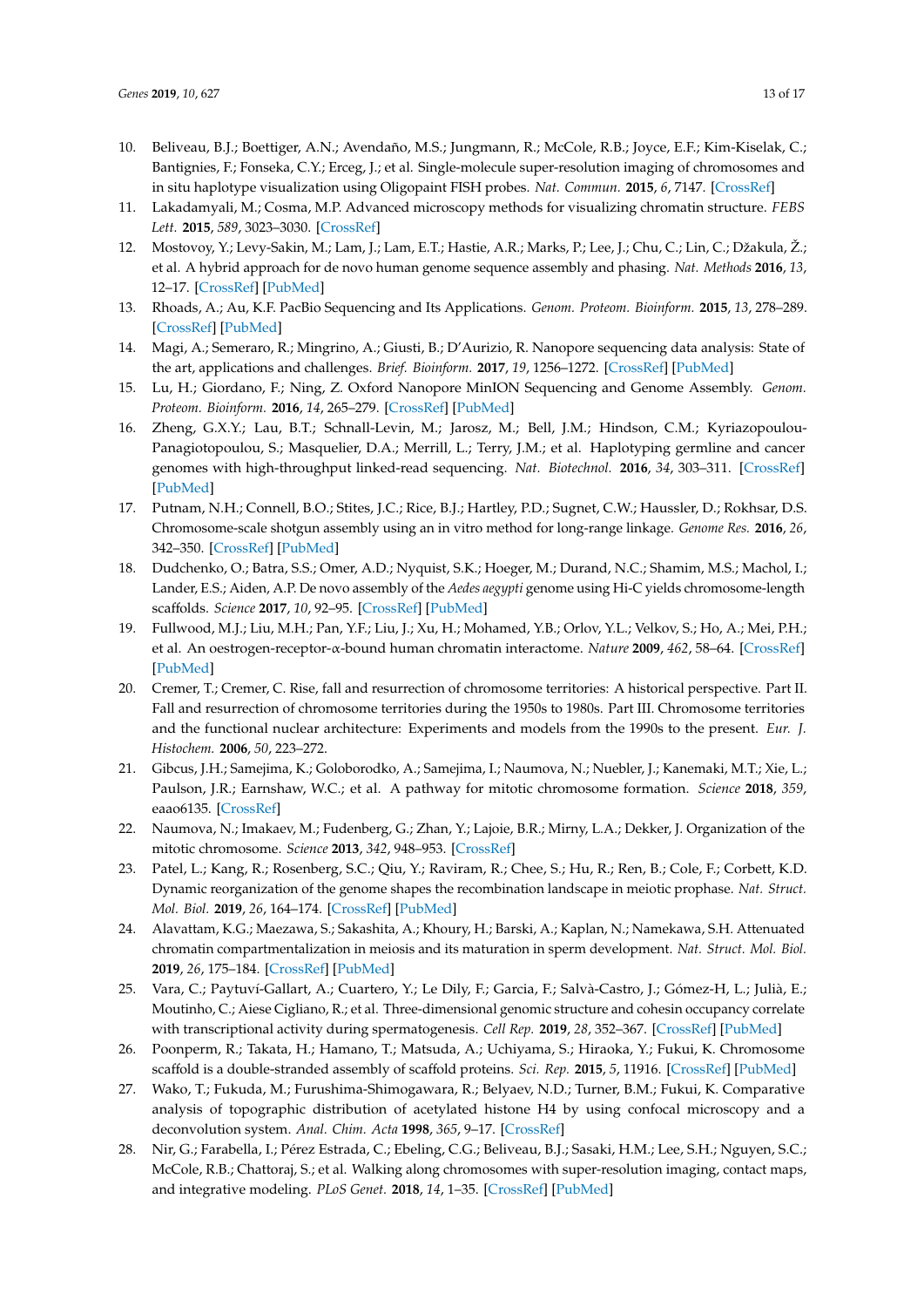10. Beliveau, B.J.; Boettiger, A.N.; Avendaño, M.S.; Jungmann, R.; McCole, R.B.; Joyce, E.F.; Kim-Kiselak, C.; Bantignies, F.; Fonseka, C.Y.; Erceg, J.; et al. Single-molecule super-resolution imaging of chromosomes and in situ haplotype visualization using Oligopaint FISH probes. *Nat. Commun.* **2015**, *6*, 7147. [CrossRef]
11. Lakadamyali, M.; Cosma, M.P. Advanced microscopy methods for visualizing chromatin structure. *FEBS Lett.* **2015**, *589*, 3023–3030. [CrossRef]
12. Mostovoy, Y.; Levy-Sakin, M.; Lam, J.; Lam, E.T.; Hastie, A.R.; Marks, P.; Lee, J.; Chu, C.; Lin, C.; Džakula, Ž.; et al. A hybrid approach for de novo human genome sequence assembly and phasing. *Nat. Methods* **2016**, *13*, 12–17. [CrossRef] [PubMed]
13. Rhoads, A.; Au, K.F. PacBio Sequencing and Its Applications. *Genom. Proteom. Bioinform.* **2015**, *13*, 278–289. [CrossRef] [PubMed]
14. Magi, A.; Semeraro, R.; Mingrino, A.; Giusti, B.; D'Aurizio, R. Nanopore sequencing data analysis: State of the art, applications and challenges. *Brief. Bioinform.* **2017**, *19*, 1256–1272. [CrossRef] [PubMed]
15. Lu, H.; Giordano, F.; Ning, Z. Oxford Nanopore MinION Sequencing and Genome Assembly. *Genom. Proteom. Bioinform.* **2016**, *14*, 265–279. [CrossRef] [PubMed]
16. Zheng, G.X.Y.; Lau, B.T.; Schnall-Levin, M.; Jarosz, M.; Bell, J.M.; Hindson, C.M.; Kyriazopoulou-Panagiotopoulou, S.; Masquelier, D.A.; Merrill, L.; Terry, J.M.; et al. Haplotyping germline and cancer genomes with high-throughput linked-read sequencing. *Nat. Biotechnol.* **2016**, *34*, 303–311. [CrossRef] [PubMed]
17. Putnam, N.H.; Connell, B.O.; Stites, J.C.; Rice, B.J.; Hartley, P.D.; Sugnet, C.W.; Haussler, D.; Rokhsar, D.S. Chromosome-scale shotgun assembly using an in vitro method for long-range linkage. *Genome Res.* **2016**, *26*, 342–350. [CrossRef] [PubMed]
18. Dudchenko, O.; Batra, S.S.; Omer, A.D.; Nyquist, S.K.; Hoeger, M.; Durand, N.C.; Shamim, M.S.; Machol, I.; Lander, E.S.; Aiden, A.P. De novo assembly of the *Aedes aegypti* genome using Hi-C yields chromosome-length scaffolds. *Science* **2017**, *10*, 92–95. [CrossRef] [PubMed]
19. Fullwood, M.J.; Liu, M.H.; Pan, Y.F.; Liu, J.; Xu, H.; Mohamed, Y.B.; Orlov, Y.L.; Velkov, S.; Ho, A.; Mei, P.H.; et al. An oestrogen-receptor-α-bound human chromatin interactome. *Nature* **2009**, *462*, 58–64. [CrossRef] [PubMed]
20. Cremer, T.; Cremer, C. Rise, fall and resurrection of chromosome territories: A historical perspective. Part II. Fall and resurrection of chromosome territories during the 1950s to 1980s. Part III. Chromosome territories and the functional nuclear architecture: Experiments and models from the 1990s to the present. *Eur. J. Histochem.* **2006**, *50*, 223–272.
21. Gibcus, J.H.; Samejima, K.; Goloborodko, A.; Samejima, I.; Naumova, N.; Nuebler, J.; Kanemaki, M.T.; Xie, L.; Paulson, J.R.; Earnshaw, W.C.; et al. A pathway for mitotic chromosome formation. *Science* **2018**, *359*, eaao6135. [CrossRef]
22. Naumova, N.; Imakaev, M.; Fudenberg, G.; Zhan, Y.; Lajoie, B.R.; Mirny, L.A.; Dekker, J. Organization of the mitotic chromosome. *Science* **2013**, *342*, 948–953. [CrossRef]
23. Patel, L.; Kang, R.; Rosenberg, S.C.; Qiu, Y.; Raviram, R.; Chee, S.; Hu, R.; Ren, B.; Cole, F.; Corbett, K.D. Dynamic reorganization of the genome shapes the recombination landscape in meiotic prophase. *Nat. Struct. Mol. Biol.* **2019**, *26*, 164–174. [CrossRef] [PubMed]
24. Alavattam, K.G.; Maezawa, S.; Sakashita, A.; Khoury, H.; Barski, A.; Kaplan, N.; Namekawa, S.H. Attenuated chromatin compartmentalization in meiosis and its maturation in sperm development. *Nat. Struct. Mol. Biol.* **2019**, *26*, 175–184. [CrossRef] [PubMed]
25. Vara, C.; Paytuví-Gallart, A.; Cuartero, Y.; Le Dily, F.; Garcia, F.; Salvà-Castro, J.; Gómez-H, L.; Julià, E.; Moutinho, C.; Aiese Cigliano, R.; et al. Three-dimensional genomic structure and cohesin occupancy correlate with transcriptional activity during spermatogenesis. *Cell Rep.* **2019**, *28*, 352–367. [CrossRef] [PubMed]
26. Poonperm, R.; Takata, H.; Hamano, T.; Matsuda, A.; Uchiyama, S.; Hiraoka, Y.; Fukui, K. Chromosome scaffold is a double-stranded assembly of scaffold proteins. *Sci. Rep.* **2015**, *5*, 11916. [CrossRef] [PubMed]
27. Wako, T.; Fukuda, M.; Furushima-Shimogawara, R.; Belyaev, N.D.; Turner, B.M.; Fukui, K. Comparative analysis of topographic distribution of acetylated histone H4 by using confocal microscopy and a deconvolution system. *Anal. Chim. Acta* **1998**, *365*, 9–17. [CrossRef]
28. Nir, G.; Farabella, I.; Pérez Estrada, C.; Ebeling, C.G.; Beliveau, B.J.; Sasaki, H.M.; Lee, S.H.; Nguyen, S.C.; McCole, R.B.; Chattoraj, S.; et al. Walking along chromosomes with super-resolution imaging, contact maps, and integrative modeling. *PLoS Genet.* **2018**, *14*, 1–35. [CrossRef] [PubMed]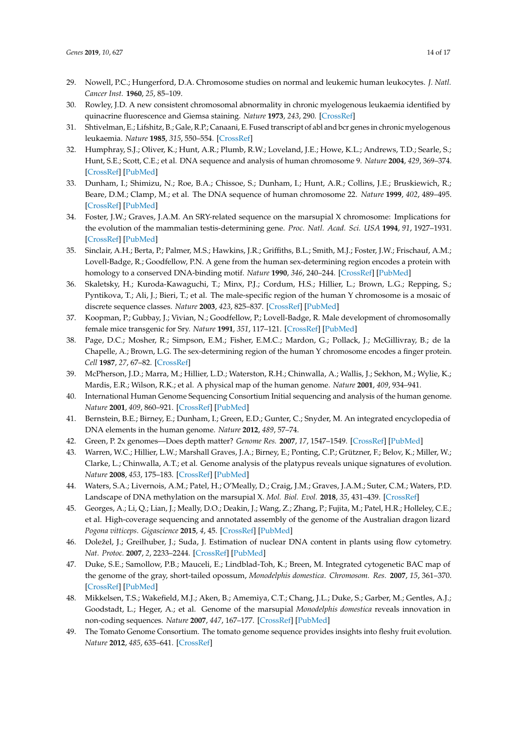29. Nowell, P.C.; Hungerford, D.A. Chromosome studies on normal and leukemic human leukocytes. *J. Natl. Cancer Inst.* **1960**, *25*, 85–109.
30. Rowley, J.D. A new consistent chromosomal abnormality in chronic myelogenous leukaemia identified by quinacrine fluorescence and Giemsa staining. *Nature* **1973**, *243*, 290. [CrossRef]
31. Shtivelman, E.; Lifshitz, B.; Gale, R.P.; Canaani, E. Fused transcript of abl and bcr genes in chronic myelogenous leukaemia. *Nature* **1985**, *315*, 550–554. [CrossRef]
32. Humphray, S.J.; Oliver, K.; Hunt, A.R.; Plumb, R.W.; Loveland, J.E.; Howe, K.L.; Andrews, T.D.; Searle, S.; Hunt, S.E.; Scott, C.E.; et al. DNA sequence and analysis of human chromosome 9. *Nature* **2004**, *429*, 369–374. [CrossRef] [PubMed]
33. Dunham, I.; Shimizu, N.; Roe, B.A.; Chissoe, S.; Dunham, I.; Hunt, A.R.; Collins, J.E.; Bruskiewich, R.; Beare, D.M.; Clamp, M.; et al. The DNA sequence of human chromosome 22. *Nature* **1999**, *402*, 489–495. [CrossRef] [PubMed]
34. Foster, J.W.; Graves, J.A.M. An SRY-related sequence on the marsupial X chromosome: Implications for the evolution of the mammalian testis-determining gene. *Proc. Natl. Acad. Sci. USA* **1994**, *91*, 1927–1931. [CrossRef] [PubMed]
35. Sinclair, A.H.; Berta, P.; Palmer, M.S.; Hawkins, J.R.; Griffiths, B.L.; Smith, M.J.; Foster, J.W.; Frischauf, A.M.; Lovell-Badge, R.; Goodfellow, P.N. A gene from the human sex-determining region encodes a protein with homology to a conserved DNA-binding motif. *Nature* **1990**, *346*, 240–244. [CrossRef] [PubMed]
36. Skaletsky, H.; Kuroda-Kawaguchi, T.; Minx, P.J.; Cordum, H.S.; Hillier, L.; Brown, L.G.; Repping, S.; Pyntikova, T.; Ali, J.; Bieri, T.; et al. The male-specific region of the human Y chromosome is a mosaic of discrete sequence classes. *Nature* **2003**, *423*, 825–837. [CrossRef] [PubMed]
37. Koopman, P.; Gubbay, J.; Vivian, N.; Goodfellow, P.; Lovell-Badge, R. Male development of chromosomally female mice transgenic for Sry. *Nature* **1991**, *351*, 117–121. [CrossRef] [PubMed]
38. Page, D.C.; Mosher, R.; Simpson, E.M.; Fisher, E.M.C.; Mardon, G.; Pollack, J.; McGillivray, B.; de la Chapelle, A.; Brown, L.G. The sex-determining region of the human Y chromosome encodes a finger protein. *Cell* **1987**, *27*, 67–82. [CrossRef]
39. McPherson, J.D.; Marra, M.; Hillier, L.D.; Waterston, R.H.; Chinwalla, A.; Wallis, J.; Sekhon, M.; Wylie, K.; Mardis, E.R.; Wilson, R.K.; et al. A physical map of the human genome. *Nature* **2001**, *409*, 934–941.
40. International Human Genome Sequencing Consortium Initial sequencing and analysis of the human genome. *Nature* **2001**, *409*, 860–921. [CrossRef] [PubMed]
41. Bernstein, B.E.; Birney, E.; Dunham, I.; Green, E.D.; Gunter, C.; Snyder, M. An integrated encyclopedia of DNA elements in the human genome. *Nature* **2012**, *489*, 57–74.
42. Green, P. 2x genomes—Does depth matter? *Genome Res.* **2007**, *17*, 1547–1549. [CrossRef] [PubMed]
43. Warren, W.C.; Hillier, L.W.; Marshall Graves, J.A.; Birney, E.; Ponting, C.P.; Grützner, F.; Belov, K.; Miller, W.; Clarke, L.; Chinwalla, A.T.; et al. Genome analysis of the platypus reveals unique signatures of evolution. *Nature* **2008**, *453*, 175–183. [CrossRef] [PubMed]
44. Waters, S.A.; Livernois, A.M.; Patel, H.; O'Meally, D.; Craig, J.M.; Graves, J.A.M.; Suter, C.M.; Waters, P.D. Landscape of DNA methylation on the marsupial X. *Mol. Biol. Evol.* **2018**, *35*, 431–439. [CrossRef]
45. Georges, A.; Li, Q.; Lian, J.; Meally, D.O.; Deakin, J.; Wang, Z.; Zhang, P.; Fujita, M.; Patel, H.R.; Holleley, C.E.; et al. High-coverage sequencing and annotated assembly of the genome of the Australian dragon lizard *Pogona vitticeps*. *Gigascience* **2015**, *4*, 45. [CrossRef] [PubMed]
46. Doležel, J.; Greilhuber, J.; Suda, J. Estimation of nuclear DNA content in plants using flow cytometry. *Nat. Protoc.* **2007**, *2*, 2233–2244. [CrossRef] [PubMed]
47. Duke, S.E.; Samollow, P.B.; Mauceli, E.; Lindblad-Toh, K.; Breen, M. Integrated cytogenetic BAC map of the genome of the gray, short-tailed opossum, *Monodelphis domestica*. *Chromosom. Res.* **2007**, *15*, 361–370. [CrossRef] [PubMed]
48. Mikkelsen, T.S.; Wakefield, M.J.; Aken, B.; Amemiya, C.T.; Chang, J.L.; Duke, S.; Garber, M.; Gentles, A.J.; Goodstadt, L.; Heger, A.; et al. Genome of the marsupial *Monodelphis domestica* reveals innovation in non-coding sequences. *Nature* **2007**, *447*, 167–177. [CrossRef] [PubMed]
49. The Tomato Genome Consortium. The tomato genome sequence provides insights into fleshy fruit evolution. *Nature* **2012**, *485*, 635–641. [CrossRef]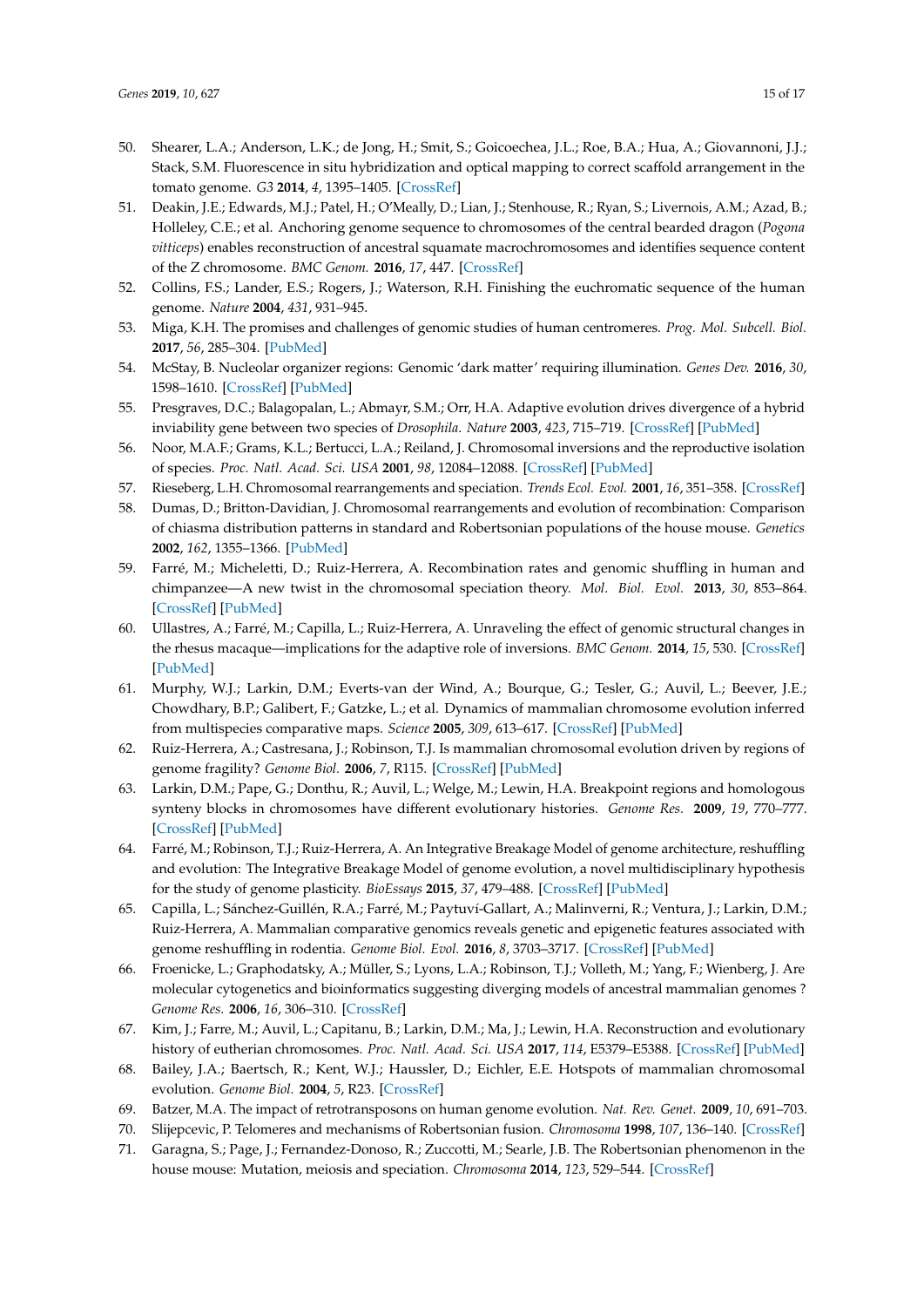50. Shearer, L.A.; Anderson, L.K.; de Jong, H.; Smit, S.; Goicoechea, J.L.; Roe, B.A.; Hua, A.; Giovannoni, J.J.; Stack, S.M. Fluorescence in situ hybridization and optical mapping to correct scaffold arrangement in the tomato genome. *G3* **2014**, *4*, 1395–1405. [CrossRef]
51. Deakin, J.E.; Edwards, M.J.; Patel, H.; O'Meally, D.; Lian, J.; Stenhouse, R.; Ryan, S.; Livernois, A.M.; Azad, B.; Holleley, C.E.; et al. Anchoring genome sequence to chromosomes of the central bearded dragon (*Pogona vitticeps*) enables reconstruction of ancestral squamate macrochromosomes and identifies sequence content of the Z chromosome. *BMC Genom.* **2016**, *17*, 447. [CrossRef]
52. Collins, F.S.; Lander, E.S.; Rogers, J.; Waterson, R.H. Finishing the euchromatic sequence of the human genome. *Nature* **2004**, *431*, 931–945.
53. Miga, K.H. The promises and challenges of genomic studies of human centromeres. *Prog. Mol. Subcell. Biol.* **2017**, *56*, 285–304. [PubMed]
54. McStay, B. Nucleolar organizer regions: Genomic 'dark matter' requiring illumination. *Genes Dev.* **2016**, *30*, 1598–1610. [CrossRef] [PubMed]
55. Presgraves, D.C.; Balagopalan, L.; Abmayr, S.M.; Orr, H.A. Adaptive evolution drives divergence of a hybrid inviability gene between two species of *Drosophila*. *Nature* **2003**, *423*, 715–719. [CrossRef] [PubMed]
56. Noor, M.A.F.; Grams, K.L.; Bertucci, L.A.; Reiland, J. Chromosomal inversions and the reproductive isolation of species. *Proc. Natl. Acad. Sci. USA* **2001**, *98*, 12084–12088. [CrossRef] [PubMed]
57. Rieseberg, L.H. Chromosomal rearrangements and speciation. *Trends Ecol. Evol.* **2001**, *16*, 351–358. [CrossRef]
58. Dumas, D.; Britton-Davidian, J. Chromosomal rearrangements and evolution of recombination: Comparison of chiasma distribution patterns in standard and Robertsonian populations of the house mouse. *Genetics* **2002**, *162*, 1355–1366. [PubMed]
59. Farré, M.; Micheletti, D.; Ruiz-Herrera, A. Recombination rates and genomic shuffling in human and chimpanzee—A new twist in the chromosomal speciation theory. *Mol. Biol. Evol.* **2013**, *30*, 853–864. [CrossRef] [PubMed]
60. Ullastres, A.; Farré, M.; Capilla, L.; Ruiz-Herrera, A. Unraveling the effect of genomic structural changes in the rhesus macaque—implications for the adaptive role of inversions. *BMC Genom.* **2014**, *15*, 530. [CrossRef] [PubMed]
61. Murphy, W.J.; Larkin, D.M.; Everts-van der Wind, A.; Bourque, G.; Tesler, G.; Auvil, L.; Beever, J.E.; Chowdhary, B.P.; Galibert, F.; Gatzke, L.; et al. Dynamics of mammalian chromosome evolution inferred from multispecies comparative maps. *Science* **2005**, *309*, 613–617. [CrossRef] [PubMed]
62. Ruiz-Herrera, A.; Castresana, J.; Robinson, T.J. Is mammalian chromosomal evolution driven by regions of genome fragility? *Genome Biol.* **2006**, *7*, R115. [CrossRef] [PubMed]
63. Larkin, D.M.; Pape, G.; Donthu, R.; Auvil, L.; Welge, M.; Lewin, H.A. Breakpoint regions and homologous synteny blocks in chromosomes have different evolutionary histories. *Genome Res.* **2009**, *19*, 770–777. [CrossRef] [PubMed]
64. Farré, M.; Robinson, T.J.; Ruiz-Herrera, A. An Integrative Breakage Model of genome architecture, reshuffling and evolution: The Integrative Breakage Model of genome evolution, a novel multidisciplinary hypothesis for the study of genome plasticity. *BioEssays* **2015**, *37*, 479–488. [CrossRef] [PubMed]
65. Capilla, L.; Sánchez-Guillén, R.A.; Farré, M.; Paytuví-Gallart, A.; Malinverni, R.; Ventura, J.; Larkin, D.M.; Ruiz-Herrera, A. Mammalian comparative genomics reveals genetic and epigenetic features associated with genome reshuffling in rodentia. *Genome Biol. Evol.* **2016**, *8*, 3703–3717. [CrossRef] [PubMed]
66. Froenicke, L.; Graphodatsky, A.; Müller, S.; Lyons, L.A.; Robinson, T.J.; Volleth, M.; Yang, F.; Wienberg, J. Are molecular cytogenetics and bioinformatics suggesting diverging models of ancestral mammalian genomes ? *Genome Res.* **2006**, *16*, 306–310. [CrossRef]
67. Kim, J.; Farre, M.; Auvil, L.; Capitanu, B.; Larkin, D.M.; Ma, J.; Lewin, H.A. Reconstruction and evolutionary history of eutherian chromosomes. *Proc. Natl. Acad. Sci. USA* **2017**, *114*, E5379–E5388. [CrossRef] [PubMed]
68. Bailey, J.A.; Baertsch, R.; Kent, W.J.; Haussler, D.; Eichler, E.E. Hotspots of mammalian chromosomal evolution. *Genome Biol.* **2004**, *5*, R23. [CrossRef]
69. Batzer, M.A. The impact of retrotransposons on human genome evolution. *Nat. Rev. Genet.* **2009**, *10*, 691–703.
70. Slijepcevic, P. Telomeres and mechanisms of Robertsonian fusion. *Chromosoma* **1998**, *107*, 136–140. [CrossRef]
71. Garagna, S.; Page, J.; Fernandez-Donoso, R.; Zuccotti, M.; Searle, J.B. The Robertsonian phenomenon in the house mouse: Mutation, meiosis and speciation. *Chromosoma* **2014**, *123*, 529–544. [CrossRef]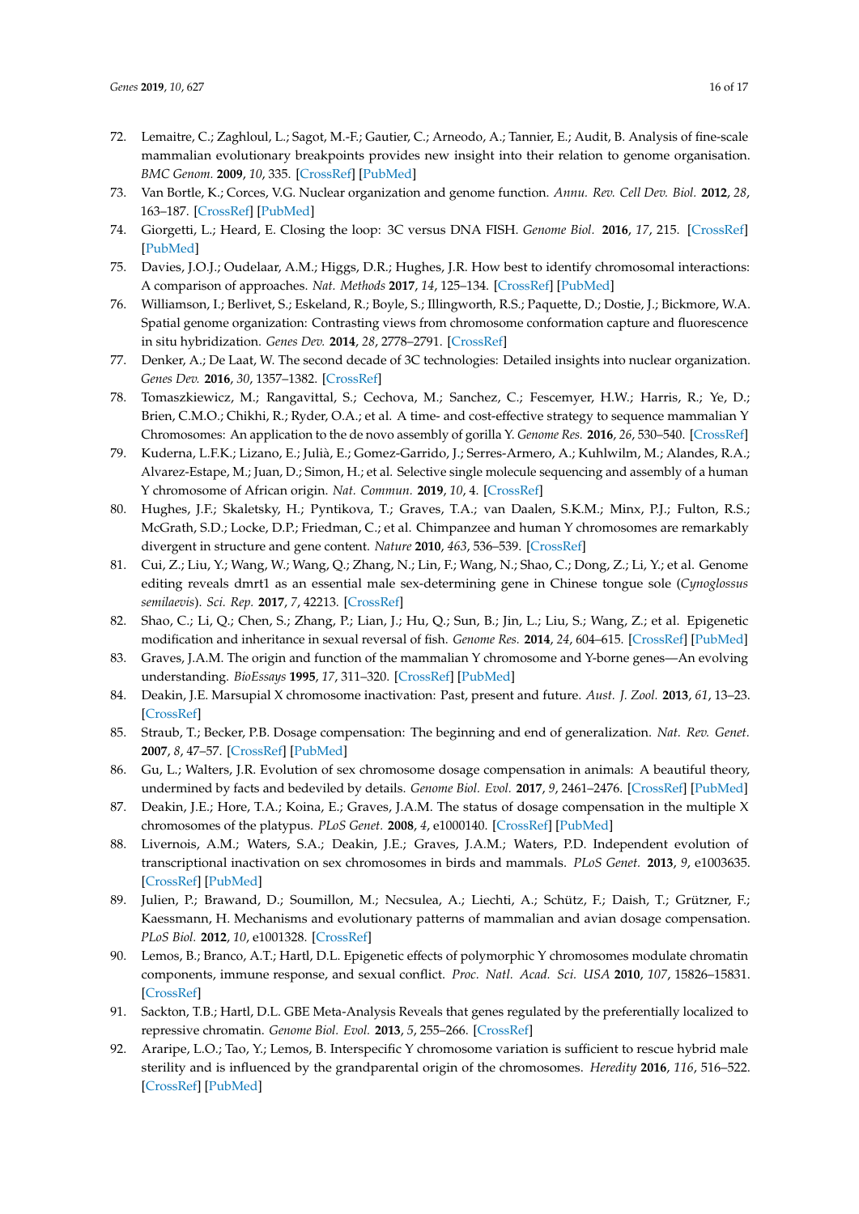72. Lemaitre, C.; Zaghloul, L.; Sagot, M.-F.; Gautier, C.; Arneodo, A.; Tannier, E.; Audit, B. Analysis of fine-scale mammalian evolutionary breakpoints provides new insight into their relation to genome organisation. *BMC Genom.* **2009**, *10*, 335. [CrossRef] [PubMed]
73. Van Bortle, K.; Corces, V.G. Nuclear organization and genome function. *Annu. Rev. Cell Dev. Biol.* **2012**, *28*, 163–187. [CrossRef] [PubMed]
74. Giorgetti, L.; Heard, E. Closing the loop: 3C versus DNA FISH. *Genome Biol.* **2016**, *17*, 215. [CrossRef] [PubMed]
75. Davies, J.O.J.; Oudelaar, A.M.; Higgs, D.R.; Hughes, J.R. How best to identify chromosomal interactions: A comparison of approaches. *Nat. Methods* **2017**, *14*, 125–134. [CrossRef] [PubMed]
76. Williamson, I.; Berlivet, S.; Eskeland, R.; Boyle, S.; Illingworth, R.S.; Paquette, D.; Dostie, J.; Bickmore, W.A. Spatial genome organization: Contrasting views from chromosome conformation capture and fluorescence in situ hybridization. *Genes Dev.* **2014**, *28*, 2778–2791. [CrossRef]
77. Denker, A.; De Laat, W. The second decade of 3C technologies: Detailed insights into nuclear organization. *Genes Dev.* **2016**, *30*, 1357–1382. [CrossRef]
78. Tomaszkiewicz, M.; Rangavittal, S.; Cechova, M.; Sanchez, C.; Fescemyer, H.W.; Harris, R.; Ye, D.; Brien, C.M.O.; Chikhi, R.; Ryder, O.A.; et al. A time- and cost-effective strategy to sequence mammalian Y Chromosomes: An application to the de novo assembly of gorilla Y. *Genome Res.* **2016**, *26*, 530–540. [CrossRef]
79. Kuderna, L.F.K.; Lizano, E.; Julià, E.; Gomez-Garrido, J.; Serres-Armero, A.; Kuhlwilm, M.; Alandes, R.A.; Alvarez-Estape, M.; Juan, D.; Simon, H.; et al. Selective single molecule sequencing and assembly of a human Y chromosome of African origin. *Nat. Commun.* **2019**, *10*, 4. [CrossRef]
80. Hughes, J.F.; Skaletsky, H.; Pyntikova, T.; Graves, T.A.; van Daalen, S.K.M.; Minx, P.J.; Fulton, R.S.; McGrath, S.D.; Locke, D.P.; Friedman, C.; et al. Chimpanzee and human Y chromosomes are remarkably divergent in structure and gene content. *Nature* **2010**, *463*, 536–539. [CrossRef]
81. Cui, Z.; Liu, Y.; Wang, W.; Wang, Q.; Zhang, N.; Lin, F.; Wang, N.; Shao, C.; Dong, Z.; Li, Y.; et al. Genome editing reveals dmrt1 as an essential male sex-determining gene in Chinese tongue sole (*Cynoglossus semilaevis*). *Sci. Rep.* **2017**, *7*, 42213. [CrossRef]
82. Shao, C.; Li, Q.; Chen, S.; Zhang, P.; Lian, J.; Hu, Q.; Sun, B.; Jin, L.; Liu, S.; Wang, Z.; et al. Epigenetic modification and inheritance in sexual reversal of fish. *Genome Res.* **2014**, *24*, 604–615. [CrossRef] [PubMed]
83. Graves, J.A.M. The origin and function of the mammalian Y chromosome and Y-borne genes—An evolving understanding. *BioEssays* **1995**, *17*, 311–320. [CrossRef] [PubMed]
84. Deakin, J.E. Marsupial X chromosome inactivation: Past, present and future. *Aust. J. Zool.* **2013**, *61*, 13–23. [CrossRef]
85. Straub, T.; Becker, P.B. Dosage compensation: The beginning and end of generalization. *Nat. Rev. Genet.* **2007**, *8*, 47–57. [CrossRef] [PubMed]
86. Gu, L.; Walters, J.R. Evolution of sex chromosome dosage compensation in animals: A beautiful theory, undermined by facts and bedeviled by details. *Genome Biol. Evol.* **2017**, *9*, 2461–2476. [CrossRef] [PubMed]
87. Deakin, J.E.; Hore, T.A.; Koina, E.; Graves, J.A.M. The status of dosage compensation in the multiple X chromosomes of the platypus. *PLoS Genet.* **2008**, *4*, e1000140. [CrossRef] [PubMed]
88. Livernois, A.M.; Waters, S.A.; Deakin, J.E.; Graves, J.A.M.; Waters, P.D. Independent evolution of transcriptional inactivation on sex chromosomes in birds and mammals. *PLoS Genet.* **2013**, *9*, e1003635. [CrossRef] [PubMed]
89. Julien, P.; Brawand, D.; Soumillon, M.; Necsulea, A.; Liechti, A.; Schütz, F.; Daish, T.; Grützner, F.; Kaessmann, H. Mechanisms and evolutionary patterns of mammalian and avian dosage compensation. *PLoS Biol.* **2012**, *10*, e1001328. [CrossRef]
90. Lemos, B.; Branco, A.T.; Hartl, D.L. Epigenetic effects of polymorphic Y chromosomes modulate chromatin components, immune response, and sexual conflict. *Proc. Natl. Acad. Sci. USA* **2010**, *107*, 15826–15831. [CrossRef]
91. Sackton, T.B.; Hartl, D.L. GBE Meta-Analysis Reveals that genes regulated by the preferentially localized to repressive chromatin. *Genome Biol. Evol.* **2013**, *5*, 255–266. [CrossRef]
92. Araripe, L.O.; Tao, Y.; Lemos, B. Interspecific Y chromosome variation is sufficient to rescue hybrid male sterility and is influenced by the grandparental origin of the chromosomes. *Heredity* **2016**, *116*, 516–522. [CrossRef] [PubMed]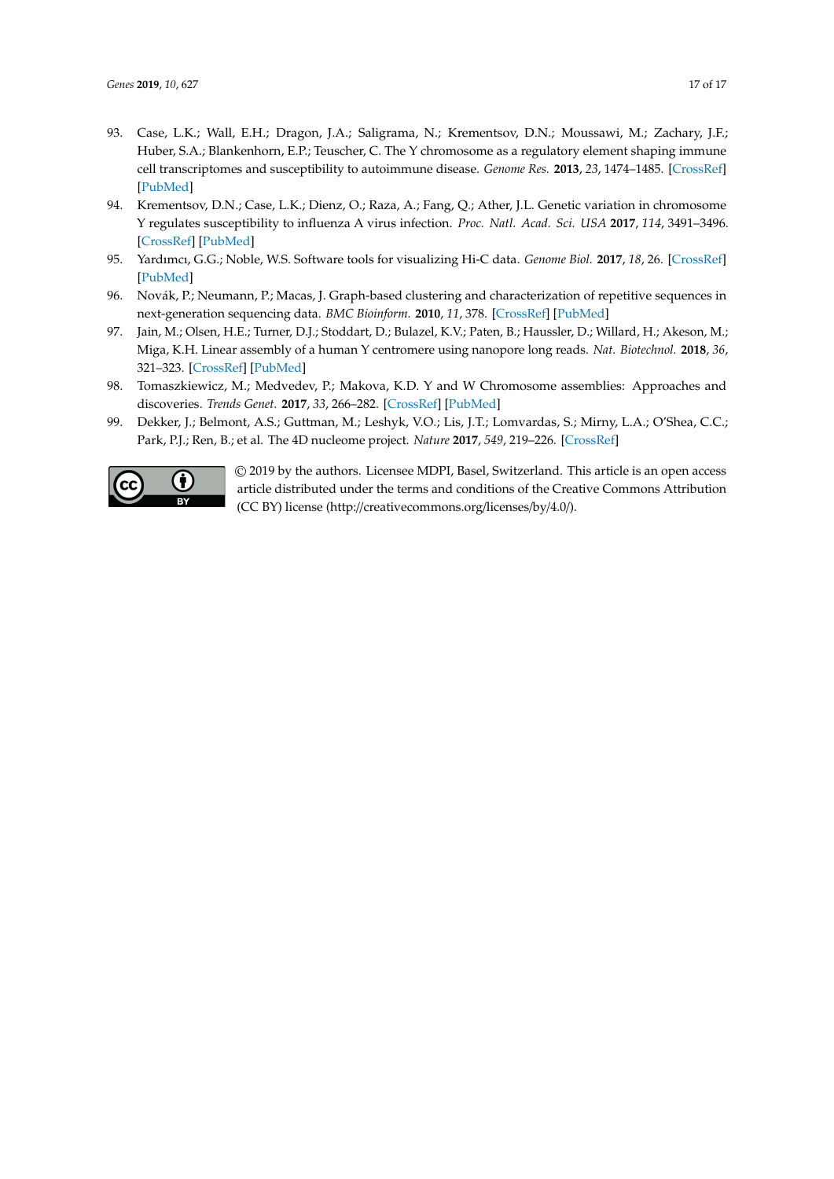93. Case, L.K.; Wall, E.H.; Dragon, J.A.; Saligrama, N.; Krementsov, D.N.; Moussawi, M.; Zachary, J.F.; Huber, S.A.; Blankenhorn, E.P.; Teuscher, C. The Y chromosome as a regulatory element shaping immune cell transcriptomes and susceptibility to autoimmune disease. *Genome Res.* **2013**, *23*, 1474–1485. [CrossRef] [PubMed]
94. Krementsov, D.N.; Case, L.K.; Dienz, O.; Raza, A.; Fang, Q.; Ather, J.L. Genetic variation in chromosome Y regulates susceptibility to influenza A virus infection. *Proc. Natl. Acad. Sci. USA* **2017**, *114*, 3491–3496. [CrossRef] [PubMed]
95. Yardımcı, G.G.; Noble, W.S. Software tools for visualizing Hi-C data. *Genome Biol.* **2017**, *18*, 26. [CrossRef] [PubMed]
96. Novák, P.; Neumann, P.; Macas, J. Graph-based clustering and characterization of repetitive sequences in next-generation sequencing data. *BMC Bioinform.* **2010**, *11*, 378. [CrossRef] [PubMed]
97. Jain, M.; Olsen, H.E.; Turner, D.J.; Stoddart, D.; Bulazel, K.V.; Paten, B.; Haussler, D.; Willard, H.; Akeson, M.; Miga, K.H. Linear assembly of a human Y centromere using nanopore long reads. *Nat. Biotechnol.* **2018**, *36*, 321–323. [CrossRef] [PubMed]
98. Tomaszkiewicz, M.; Medvedev, P.; Makova, K.D. Y and W Chromosome assemblies: Approaches and discoveries. *Trends Genet.* **2017**, *33*, 266–282. [CrossRef] [PubMed]
99. Dekker, J.; Belmont, A.S.; Guttman, M.; Leshyk, V.O.; Lis, J.T.; Lomvardas, S.; Mirny, L.A.; O'Shea, C.C.; Park, P.J.; Ren, B.; et al. The 4D nucleome project. *Nature* **2017**, *549*, 219–226. [CrossRef]

© 2019 by the authors. Licensee MDPI, Basel, Switzerland. This article is an open access article distributed under the terms and conditions of the Creative Commons Attribution (CC BY) license (http://creativecommons.org/licenses/by/4.0/).